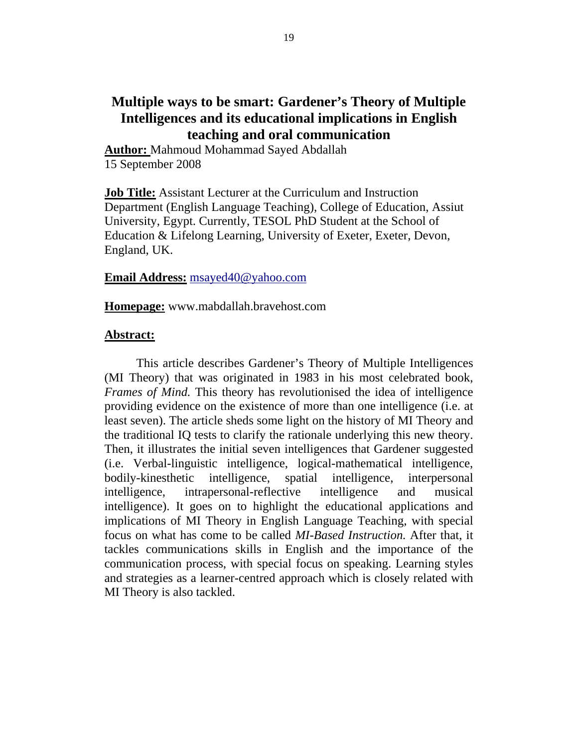# Multiple ways to be smart: Gardener's Theory of Multiple Intelligences and its educational implications in English teaching and oral communication

**Author:** Mahmoud Mohammad Sayed Abdallah
15 September 2008

**Job Title:** Assistant Lecturer at the Curriculum and Instruction Department (English Language Teaching), College of Education, Assiut University, Egypt. Currently, TESOL PhD Student at the School of Education & Lifelong Learning, University of Exeter, Exeter, Devon, England, UK.

**Email Address:** msayed40@yahoo.com

**Homepage:** www.mabdallah.bravehost.com

## Abstract:

This article describes Gardener's Theory of Multiple Intelligences (MI Theory) that was originated in 1983 in his most celebrated book, *Frames of Mind.* This theory has revolutionised the idea of intelligence providing evidence on the existence of more than one intelligence (i.e. at least seven). The article sheds some light on the history of MI Theory and the traditional IQ tests to clarify the rationale underlying this new theory. Then, it illustrates the initial seven intelligences that Gardener suggested (i.e. Verbal-linguistic intelligence, logical-mathematical intelligence, bodily-kinesthetic intelligence, spatial intelligence, interpersonal intelligence, intrapersonal-reflective intelligence and musical intelligence). It goes on to highlight the educational applications and implications of MI Theory in English Language Teaching, with special focus on what has come to be called *MI-Based Instruction.* After that, it tackles communications skills in English and the importance of the communication process, with special focus on speaking. Learning styles and strategies as a learner-centred approach which is closely related with MI Theory is also tackled.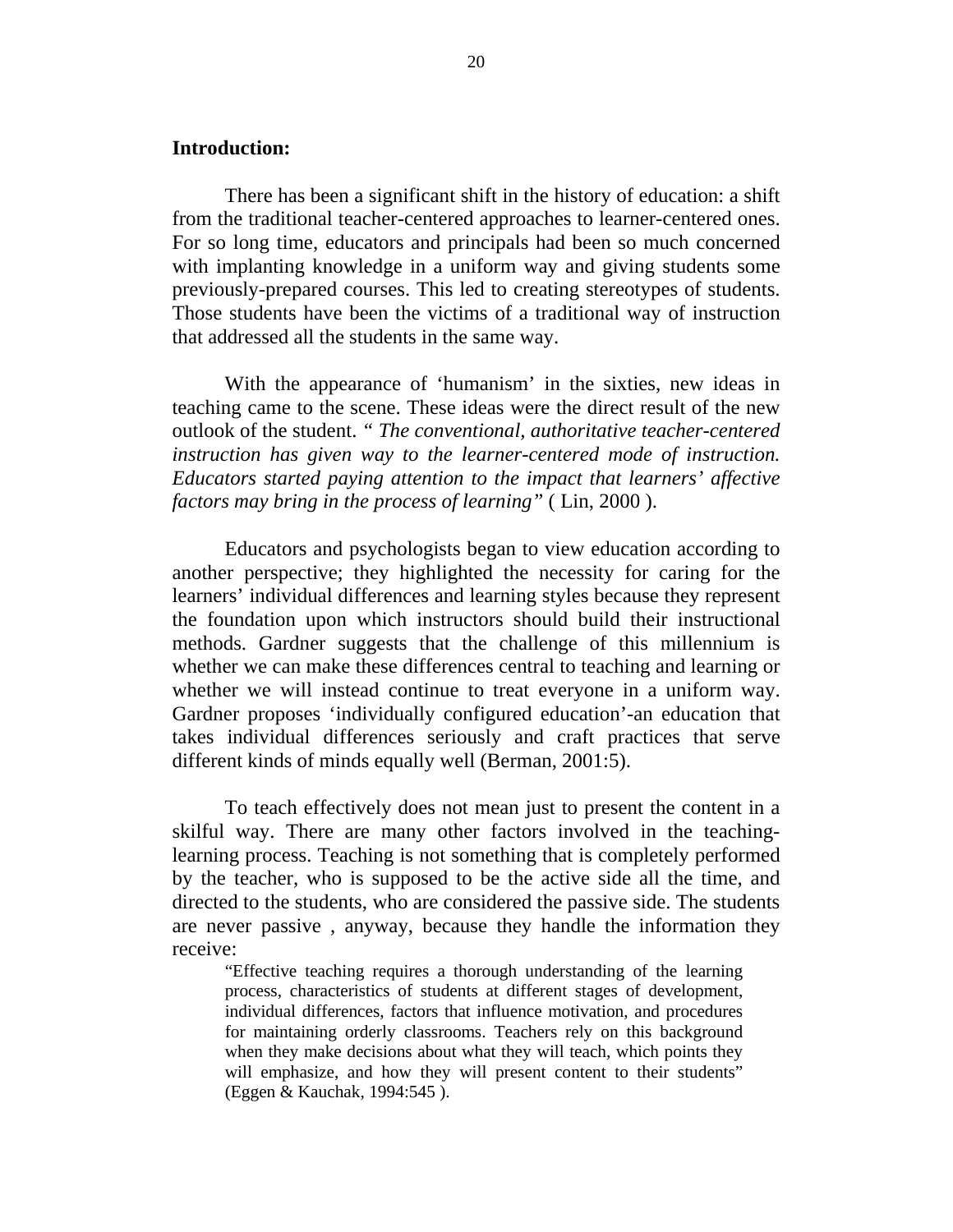**Introduction:**

There has been a significant shift in the history of education: a shift from the traditional teacher-centered approaches to learner-centered ones. For so long time, educators and principals had been so much concerned with implanting knowledge in a uniform way and giving students some previously-prepared courses. This led to creating stereotypes of students. Those students have been the victims of a traditional way of instruction that addressed all the students in the same way.

With the appearance of 'humanism' in the sixties, new ideas in teaching came to the scene. These ideas were the direct result of the new outlook of the student. *" The conventional, authoritative teacher-centered instruction has given way to the learner-centered mode of instruction. Educators started paying attention to the impact that learners' affective factors may bring in the process of learning"* ( Lin, 2000 ).

Educators and psychologists began to view education according to another perspective; they highlighted the necessity for caring for the learners' individual differences and learning styles because they represent the foundation upon which instructors should build their instructional methods. Gardner suggests that the challenge of this millennium is whether we can make these differences central to teaching and learning or whether we will instead continue to treat everyone in a uniform way. Gardner proposes 'individually configured education'-an education that takes individual differences seriously and craft practices that serve different kinds of minds equally well (Berman, 2001:5).

To teach effectively does not mean just to present the content in a skilful way. There are many other factors involved in the teaching-learning process. Teaching is not something that is completely performed by the teacher, who is supposed to be the active side all the time, and directed to the students, who are considered the passive side. The students are never passive , anyway, because they handle the information they receive:

> "Effective teaching requires a thorough understanding of the learning process, characteristics of students at different stages of development, individual differences, factors that influence motivation, and procedures for maintaining orderly classrooms. Teachers rely on this background when they make decisions about what they will teach, which points they will emphasize, and how they will present content to their students" (Eggen & Kauchak, 1994:545 ).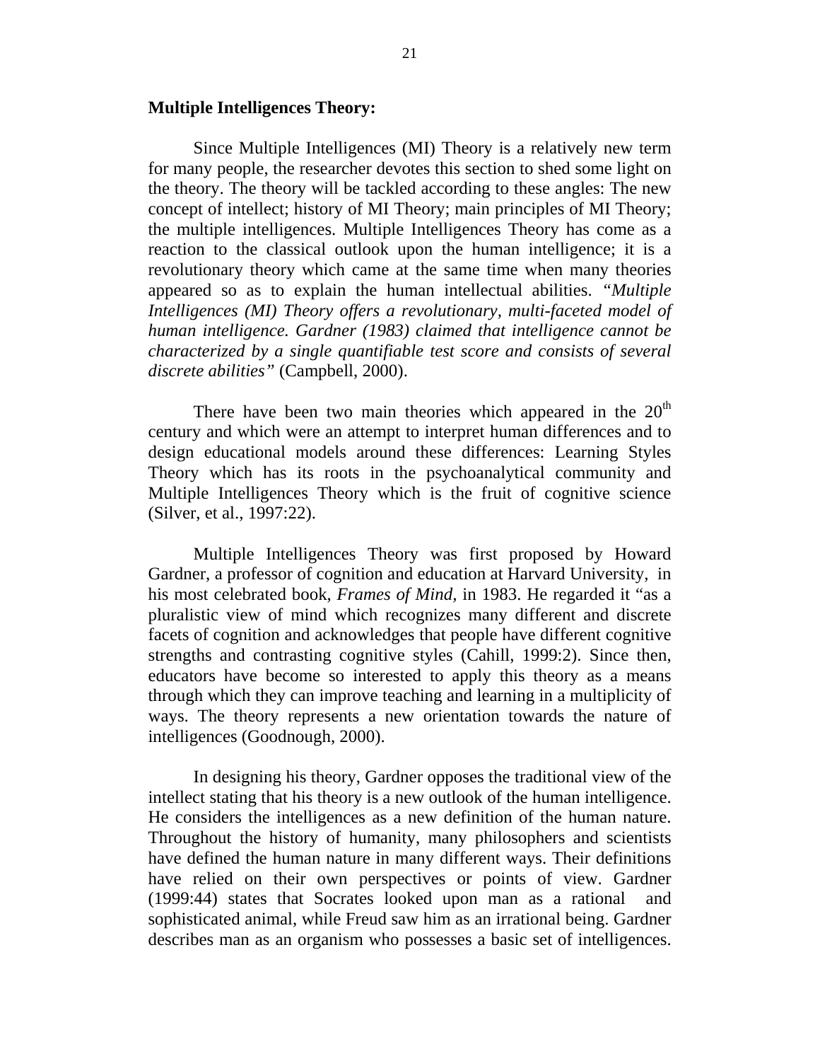**Multiple Intelligences Theory:**

Since Multiple Intelligences (MI) Theory is a relatively new term for many people, the researcher devotes this section to shed some light on the theory. The theory will be tackled according to these angles: The new concept of intellect; history of MI Theory; main principles of MI Theory; the multiple intelligences. Multiple Intelligences Theory has come as a reaction to the classical outlook upon the human intelligence; it is a revolutionary theory which came at the same time when many theories appeared so as to explain the human intellectual abilities. *"Multiple Intelligences (MI) Theory offers a revolutionary, multi-faceted model of human intelligence. Gardner (1983) claimed that intelligence cannot be characterized by a single quantifiable test score and consists of several discrete abilities"* (Campbell, 2000).

There have been two main theories which appeared in the 20th century and which were an attempt to interpret human differences and to design educational models around these differences: Learning Styles Theory which has its roots in the psychoanalytical community and Multiple Intelligences Theory which is the fruit of cognitive science (Silver, et al., 1997:22).

Multiple Intelligences Theory was first proposed by Howard Gardner, a professor of cognition and education at Harvard University, in his most celebrated book, *Frames of Mind*, in 1983. He regarded it "as a pluralistic view of mind which recognizes many different and discrete facets of cognition and acknowledges that people have different cognitive strengths and contrasting cognitive styles (Cahill, 1999:2). Since then, educators have become so interested to apply this theory as a means through which they can improve teaching and learning in a multiplicity of ways. The theory represents a new orientation towards the nature of intelligences (Goodnough, 2000).

In designing his theory, Gardner opposes the traditional view of the intellect stating that his theory is a new outlook of the human intelligence. He considers the intelligences as a new definition of the human nature. Throughout the history of humanity, many philosophers and scientists have defined the human nature in many different ways. Their definitions have relied on their own perspectives or points of view. Gardner (1999:44) states that Socrates looked upon man as a rational and sophisticated animal, while Freud saw him as an irrational being. Gardner describes man as an organism who possesses a basic set of intelligences.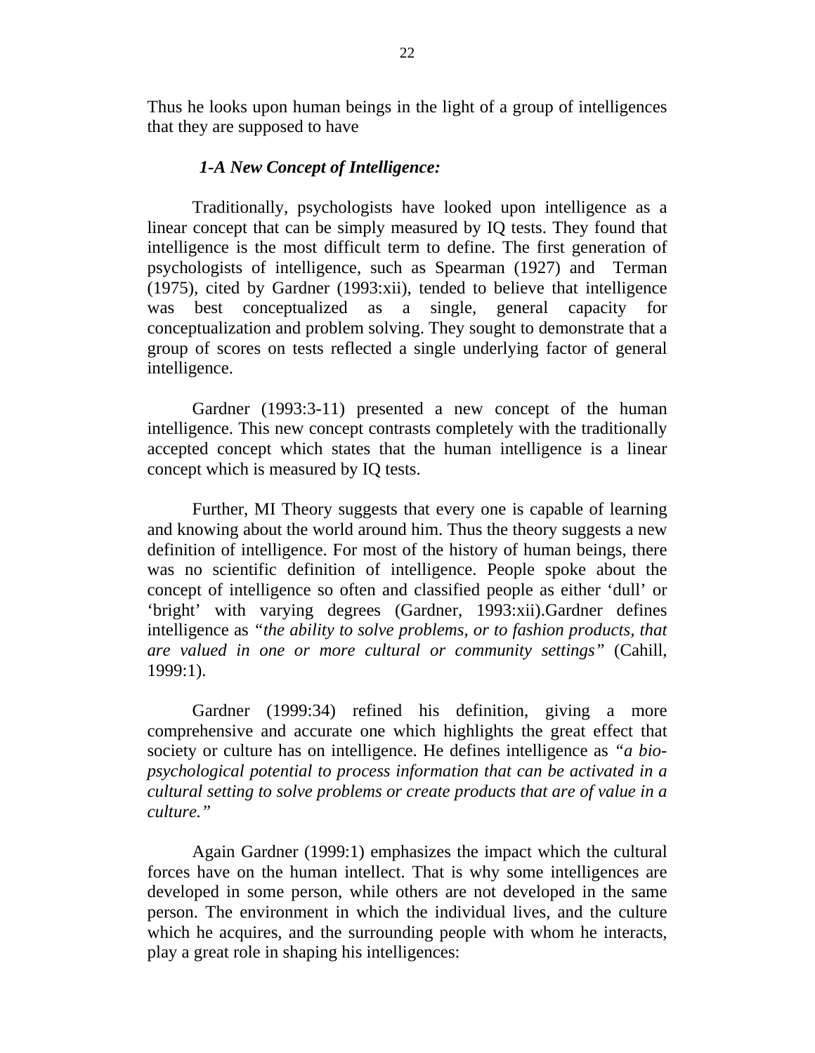Thus he looks upon human beings in the light of a group of intelligences that they are supposed to have

### *1-A New Concept of Intelligence:*

Traditionally, psychologists have looked upon intelligence as a linear concept that can be simply measured by IQ tests. They found that intelligence is the most difficult term to define. The first generation of psychologists of intelligence, such as Spearman (1927) and Terman (1975), cited by Gardner (1993:xii), tended to believe that intelligence was best conceptualized as a single, general capacity for conceptualization and problem solving. They sought to demonstrate that a group of scores on tests reflected a single underlying factor of general intelligence.

Gardner (1993:3-11) presented a new concept of the human intelligence. This new concept contrasts completely with the traditionally accepted concept which states that the human intelligence is a linear concept which is measured by IQ tests.

Further, MI Theory suggests that every one is capable of learning and knowing about the world around him. Thus the theory suggests a new definition of intelligence. For most of the history of human beings, there was no scientific definition of intelligence. People spoke about the concept of intelligence so often and classified people as either 'dull' or 'bright' with varying degrees (Gardner, 1993:xii).Gardner defines intelligence as *"the ability to solve problems, or to fashion products, that are valued in one or more cultural or community settings"* (Cahill, 1999:1).

Gardner (1999:34) refined his definition, giving a more comprehensive and accurate one which highlights the great effect that society or culture has on intelligence. He defines intelligence as *"a bio-psychological potential to process information that can be activated in a cultural setting to solve problems or create products that are of value in a culture."*

Again Gardner (1999:1) emphasizes the impact which the cultural forces have on the human intellect. That is why some intelligences are developed in some person, while others are not developed in the same person. The environment in which the individual lives, and the culture which he acquires, and the surrounding people with whom he interacts, play a great role in shaping his intelligences: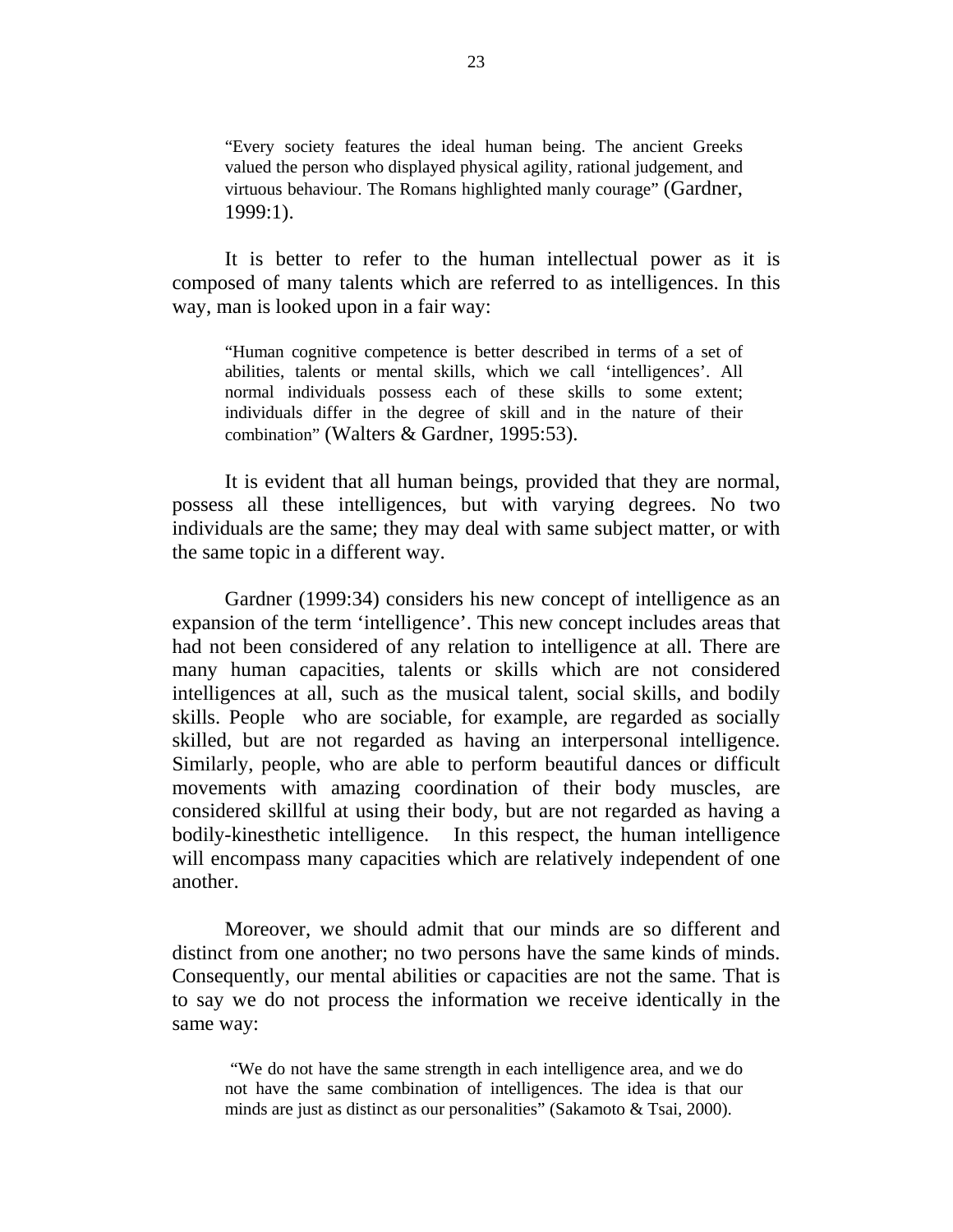> "Every society features the ideal human being. The ancient Greeks valued the person who displayed physical agility, rational judgement, and virtuous behaviour. The Romans highlighted manly courage" (Gardner, 1999:1).

It is better to refer to the human intellectual power as it is composed of many talents which are referred to as intelligences. In this way, man is looked upon in a fair way:

> "Human cognitive competence is better described in terms of a set of abilities, talents or mental skills, which we call 'intelligences'. All normal individuals possess each of these skills to some extent; individuals differ in the degree of skill and in the nature of their combination" (Walters & Gardner, 1995:53).

It is evident that all human beings, provided that they are normal, possess all these intelligences, but with varying degrees. No two individuals are the same; they may deal with same subject matter, or with the same topic in a different way.

Gardner (1999:34) considers his new concept of intelligence as an expansion of the term 'intelligence'. This new concept includes areas that had not been considered of any relation to intelligence at all. There are many human capacities, talents or skills which are not considered intelligences at all, such as the musical talent, social skills, and bodily skills. People who are sociable, for example, are regarded as socially skilled, but are not regarded as having an interpersonal intelligence. Similarly, people, who are able to perform beautiful dances or difficult movements with amazing coordination of their body muscles, are considered skillful at using their body, but are not regarded as having a bodily-kinesthetic intelligence. In this respect, the human intelligence will encompass many capacities which are relatively independent of one another.

Moreover, we should admit that our minds are so different and distinct from one another; no two persons have the same kinds of minds. Consequently, our mental abilities or capacities are not the same. That is to say we do not process the information we receive identically in the same way:

> "We do not have the same strength in each intelligence area, and we do not have the same combination of intelligences. The idea is that our minds are just as distinct as our personalities" (Sakamoto & Tsai, 2000).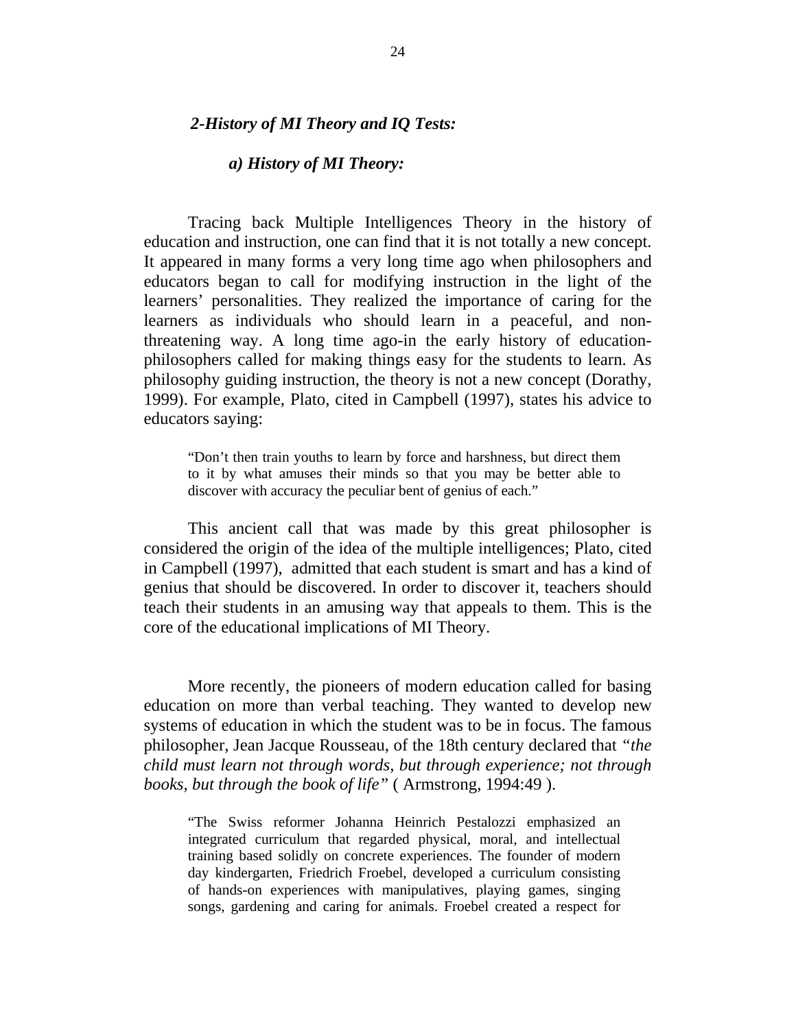### *2-History of MI Theory and IQ Tests:*

#### *a) History of MI Theory:*

Tracing back Multiple Intelligences Theory in the history of education and instruction, one can find that it is not totally a new concept. It appeared in many forms a very long time ago when philosophers and educators began to call for modifying instruction in the light of the learners' personalities. They realized the importance of caring for the learners as individuals who should learn in a peaceful, and non-threatening way. A long time ago-in the early history of education-philosophers called for making things easy for the students to learn. As philosophy guiding instruction, the theory is not a new concept (Dorathy, 1999). For example, Plato, cited in Campbell (1997), states his advice to educators saying:

> "Don't then train youths to learn by force and harshness, but direct them to it by what amuses their minds so that you may be better able to discover with accuracy the peculiar bent of genius of each."

This ancient call that was made by this great philosopher is considered the origin of the idea of the multiple intelligences; Plato, cited in Campbell (1997), admitted that each student is smart and has a kind of genius that should be discovered. In order to discover it, teachers should teach their students in an amusing way that appeals to them. This is the core of the educational implications of MI Theory.

More recently, the pioneers of modern education called for basing education on more than verbal teaching. They wanted to develop new systems of education in which the student was to be in focus. The famous philosopher, Jean Jacque Rousseau, of the 18th century declared that *"the child must learn not through words, but through experience; not through books, but through the book of life"* ( Armstrong, 1994:49 ).

> "The Swiss reformer Johanna Heinrich Pestalozzi emphasized an integrated curriculum that regarded physical, moral, and intellectual training based solidly on concrete experiences. The founder of modern day kindergarten, Friedrich Froebel, developed a curriculum consisting of hands-on experiences with manipulatives, playing games, singing songs, gardening and caring for animals. Froebel created a respect for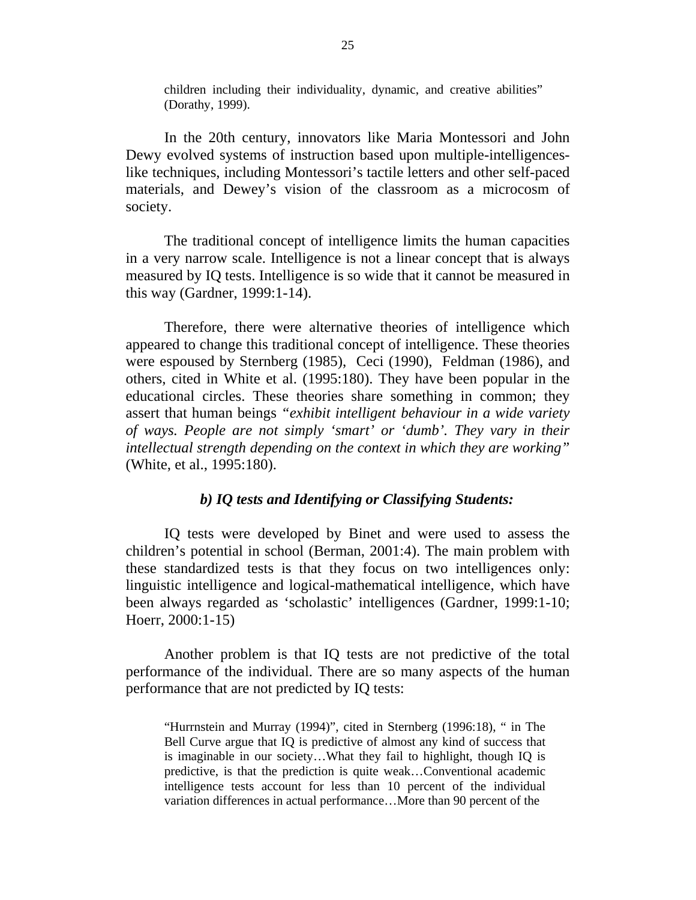> children including their individuality, dynamic, and creative abilities" (Dorathy, 1999).

In the 20th century, innovators like Maria Montessori and John Dewey evolved systems of instruction based upon multiple-intelligences-like techniques, including Montessori's tactile letters and other self-paced materials, and Dewey's vision of the classroom as a microcosm of society.

The traditional concept of intelligence limits the human capacities in a very narrow scale. Intelligence is not a linear concept that is always measured by IQ tests. Intelligence is so wide that it cannot be measured in this way (Gardner, 1999:1-14).

Therefore, there were alternative theories of intelligence which appeared to change this traditional concept of intelligence. These theories were espoused by Sternberg (1985), Ceci (1990), Feldman (1986), and others, cited in White et al. (1995:180). They have been popular in the educational circles. These theories share something in common; they assert that human beings *"exhibit intelligent behaviour in a wide variety of ways. People are not simply 'smart' or 'dumb'. They vary in their intellectual strength depending on the context in which they are working"* (White, et al., 1995:180).

### *b) IQ tests and Identifying or Classifying Students:*

IQ tests were developed by Binet and were used to assess the children's potential in school (Berman, 2001:4). The main problem with these standardized tests is that they focus on two intelligences only: linguistic intelligence and logical-mathematical intelligence, which have been always regarded as 'scholastic' intelligences (Gardner, 1999:1-10; Hoerr, 2000:1-15)

Another problem is that IQ tests are not predictive of the total performance of the individual. There are so many aspects of the human performance that are not predicted by IQ tests:

> "Hurrnstein and Murray (1994)", cited in Sternberg (1996:18), " in The Bell Curve argue that IQ is predictive of almost any kind of success that is imaginable in our society…What they fail to highlight, though IQ is predictive, is that the prediction is quite weak…Conventional academic intelligence tests account for less than 10 percent of the individual variation differences in actual performance…More than 90 percent of the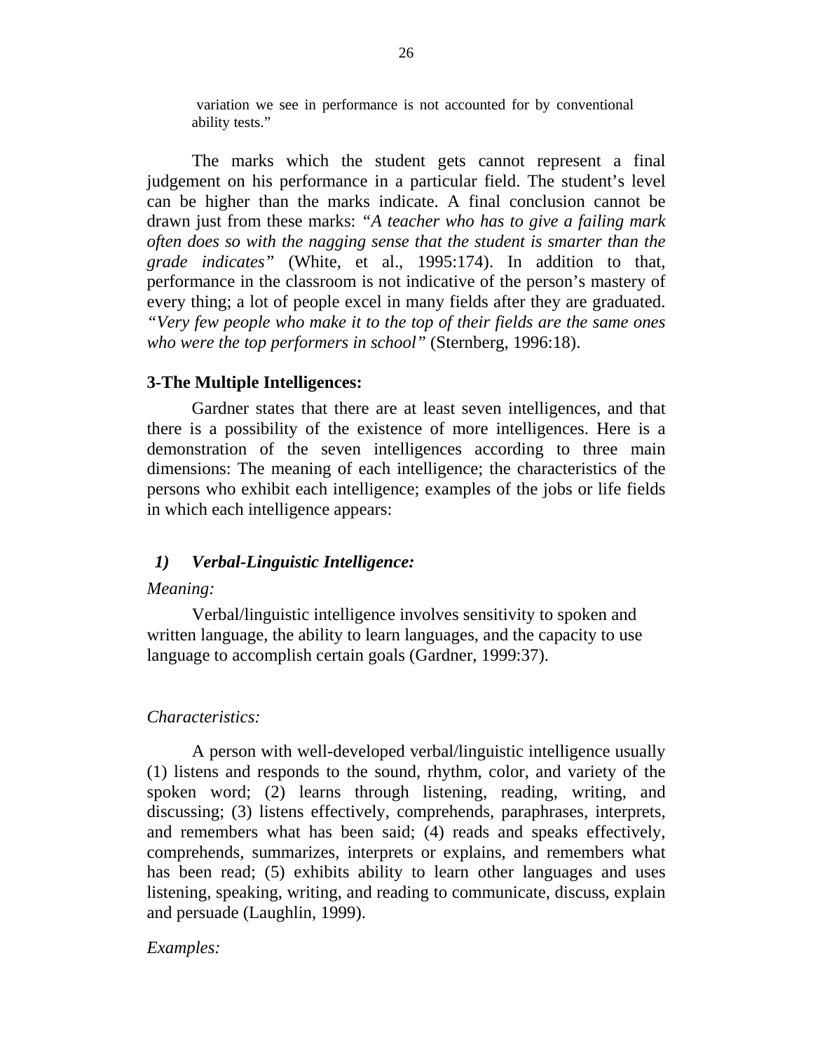variation we see in performance is not accounted for by conventional ability tests."

The marks which the student gets cannot represent a final judgement on his performance in a particular field. The student's level can be higher than the marks indicate. A final conclusion cannot be drawn just from these marks: *"A teacher who has to give a failing mark often does so with the nagging sense that the student is smarter than the grade indicates"* (White, et al., 1995:174). In addition to that, performance in the classroom is not indicative of the person's mastery of every thing; a lot of people excel in many fields after they are graduated. *"Very few people who make it to the top of their fields are the same ones who were the top performers in school"* (Sternberg, 1996:18).

### 3-The Multiple Intelligences:

Gardner states that there are at least seven intelligences, and that there is a possibility of the existence of more intelligences. Here is a demonstration of the seven intelligences according to three main dimensions: The meaning of each intelligence; the characteristics of the persons who exhibit each intelligence; examples of the jobs or life fields in which each intelligence appears:

#### *1) Verbal-Linguistic Intelligence:*

*Meaning:*

Verbal/linguistic intelligence involves sensitivity to spoken and written language, the ability to learn languages, and the capacity to use language to accomplish certain goals (Gardner, 1999:37).

*Characteristics:*

A person with well-developed verbal/linguistic intelligence usually (1) listens and responds to the sound, rhythm, color, and variety of the spoken word; (2) learns through listening, reading, writing, and discussing; (3) listens effectively, comprehends, paraphrases, interprets, and remembers what has been said; (4) reads and speaks effectively, comprehends, summarizes, interprets or explains, and remembers what has been read; (5) exhibits ability to learn other languages and uses listening, speaking, writing, and reading to communicate, discuss, explain and persuade (Laughlin, 1999).

*Examples:*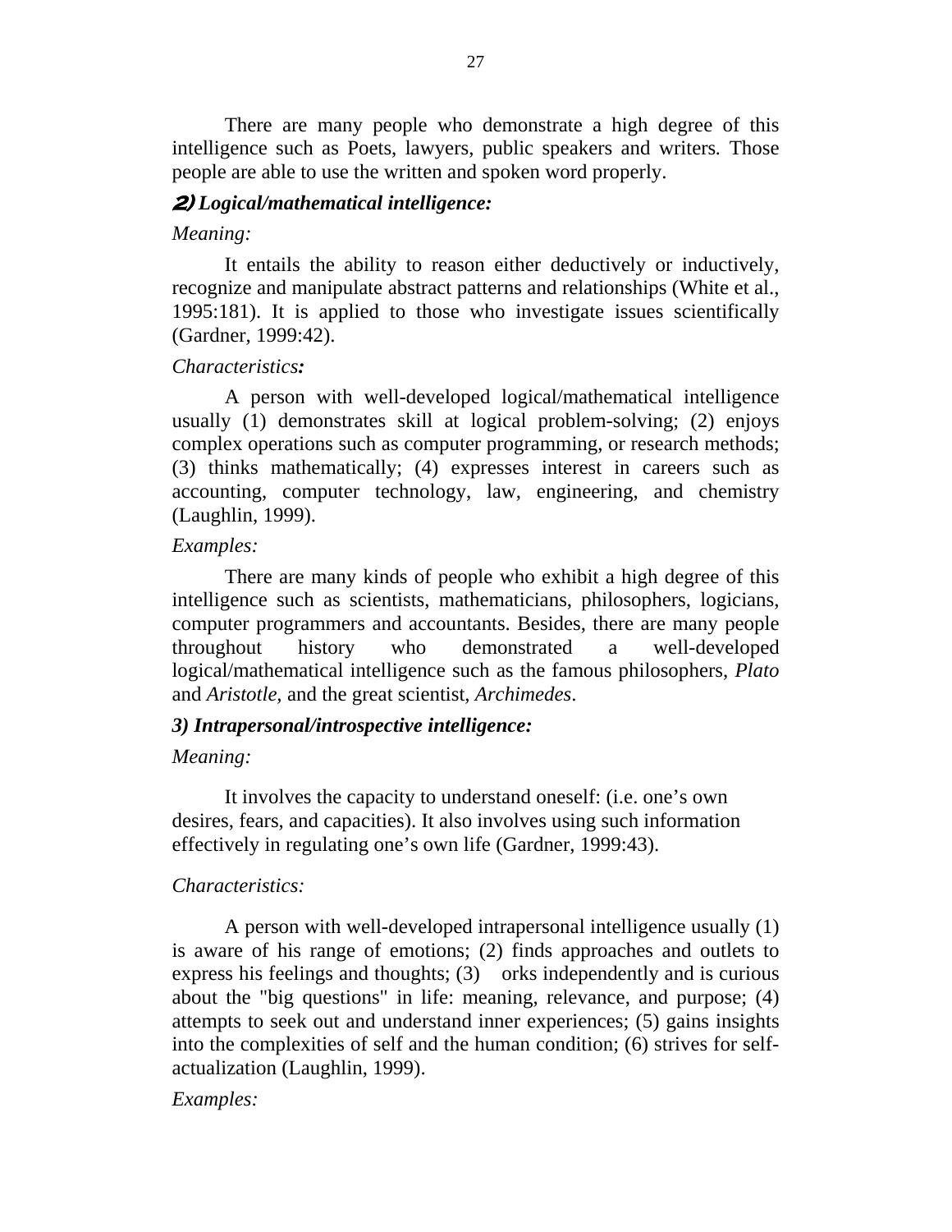There are many people who demonstrate a high degree of this intelligence such as Poets, lawyers, public speakers and writers. Those people are able to use the written and spoken word properly.

### *2) Logical/mathematical intelligence:*

*Meaning:*

It entails the ability to reason either deductively or inductively, recognize and manipulate abstract patterns and relationships (White et al., 1995:181). It is applied to those who investigate issues scientifically (Gardner, 1999:42).

*Characteristics:*

A person with well-developed logical/mathematical intelligence usually (1) demonstrates skill at logical problem-solving; (2) enjoys complex operations such as computer programming, or research methods; (3) thinks mathematically; (4) expresses interest in careers such as accounting, computer technology, law, engineering, and chemistry (Laughlin, 1999).

*Examples:*

There are many kinds of people who exhibit a high degree of this intelligence such as scientists, mathematicians, philosophers, logicians, computer programmers and accountants. Besides, there are many people throughout history who demonstrated a well-developed logical/mathematical intelligence such as the famous philosophers, *Plato* and *Aristotle*, and the great scientist, *Archimedes*.

### *3) Intrapersonal/introspective intelligence:*

*Meaning:*

It involves the capacity to understand oneself: (i.e. one's own desires, fears, and capacities). It also involves using such information effectively in regulating one's own life (Gardner, 1999:43).

*Characteristics:*

A person with well-developed intrapersonal intelligence usually (1) is aware of his range of emotions; (2) finds approaches and outlets to express his feelings and thoughts; (3) orks independently and is curious about the "big questions" in life: meaning, relevance, and purpose; (4) attempts to seek out and understand inner experiences; (5) gains insights into the complexities of self and the human condition; (6) strives for self-actualization (Laughlin, 1999).

*Examples:*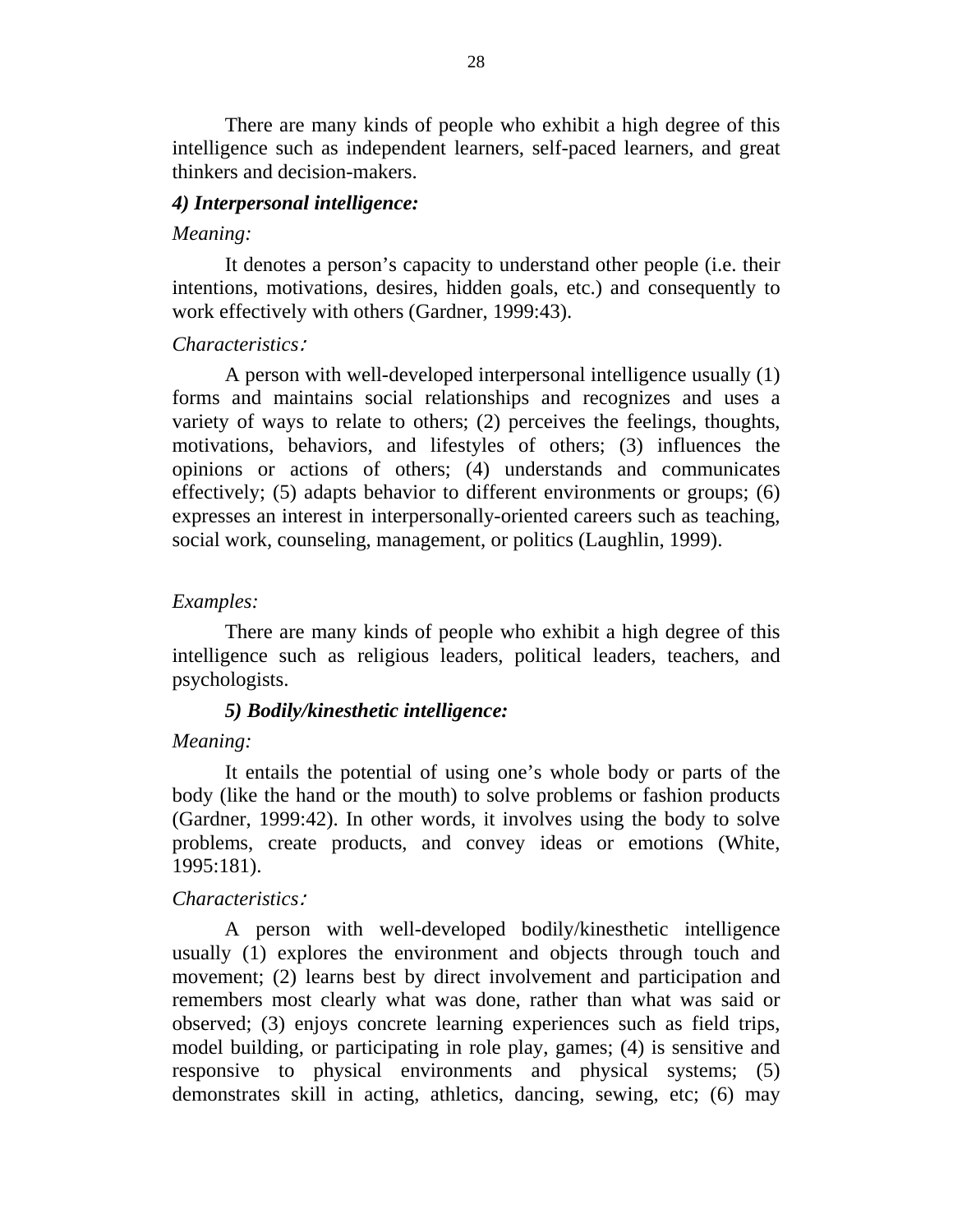There are many kinds of people who exhibit a high degree of this intelligence such as independent learners, self-paced learners, and great thinkers and decision-makers.

***4) Interpersonal intelligence:***

*Meaning:*

It denotes a person's capacity to understand other people (i.e. their intentions, motivations, desires, hidden goals, etc.) and consequently to work effectively with others (Gardner, 1999:43).

*Characteristics:*

A person with well-developed interpersonal intelligence usually (1) forms and maintains social relationships and recognizes and uses a variety of ways to relate to others; (2) perceives the feelings, thoughts, motivations, behaviors, and lifestyles of others; (3) influences the opinions or actions of others; (4) understands and communicates effectively; (5) adapts behavior to different environments or groups; (6) expresses an interest in interpersonally-oriented careers such as teaching, social work, counseling, management, or politics (Laughlin, 1999).

*Examples:*

There are many kinds of people who exhibit a high degree of this intelligence such as religious leaders, political leaders, teachers, and psychologists.

***5) Bodily/kinesthetic intelligence:***

*Meaning:*

It entails the potential of using one's whole body or parts of the body (like the hand or the mouth) to solve problems or fashion products (Gardner, 1999:42). In other words, it involves using the body to solve problems, create products, and convey ideas or emotions (White, 1995:181).

*Characteristics:*

A person with well-developed bodily/kinesthetic intelligence usually (1) explores the environment and objects through touch and movement; (2) learns best by direct involvement and participation and remembers most clearly what was done, rather than what was said or observed; (3) enjoys concrete learning experiences such as field trips, model building, or participating in role play, games; (4) is sensitive and responsive to physical environments and physical systems; (5) demonstrates skill in acting, athletics, dancing, sewing, etc; (6) may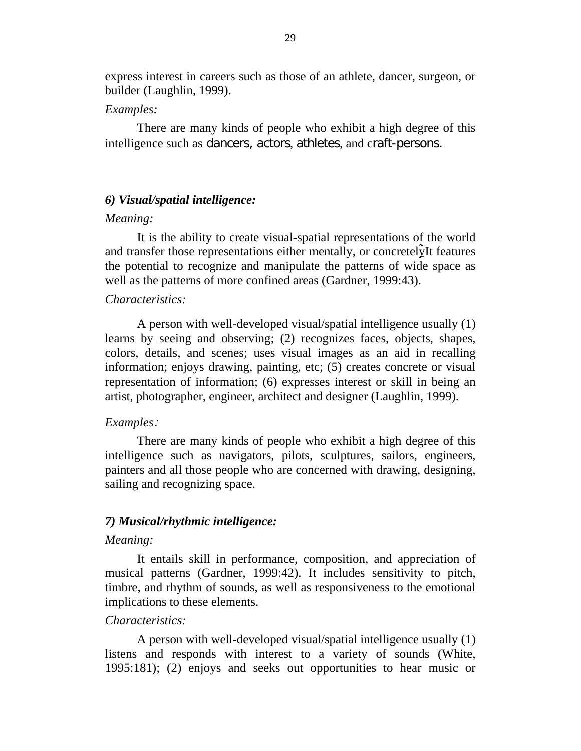express interest in careers such as those of an athlete, dancer, surgeon, or builder (Laughlin, 1999).

*Examples:*

There are many kinds of people who exhibit a high degree of this intelligence such as dancers, actors, athletes, and craft-persons.

### *6) Visual/spatial intelligence:*

*Meaning:*

It is the ability to create visual-spatial representations of the world and transfer those representations either mentally, or concretely. It features the potential to recognize and manipulate the patterns of wide space as well as the patterns of more confined areas (Gardner, 1999:43).

*Characteristics:*

A person with well-developed visual/spatial intelligence usually (1) learns by seeing and observing; (2) recognizes faces, objects, shapes, colors, details, and scenes; uses visual images as an aid in recalling information; enjoys drawing, painting, etc; (5) creates concrete or visual representation of information; (6) expresses interest or skill in being an artist, photographer, engineer, architect and designer (Laughlin, 1999).

*Examples:*

There are many kinds of people who exhibit a high degree of this intelligence such as navigators, pilots, sculptures, sailors, engineers, painters and all those people who are concerned with drawing, designing, sailing and recognizing space.

### *7) Musical/rhythmic intelligence:*

*Meaning:*

It entails skill in performance, composition, and appreciation of musical patterns (Gardner, 1999:42). It includes sensitivity to pitch, timbre, and rhythm of sounds, as well as responsiveness to the emotional implications to these elements.

*Characteristics:*

A person with well-developed visual/spatial intelligence usually (1) listens and responds with interest to a variety of sounds (White, 1995:181); (2) enjoys and seeks out opportunities to hear music or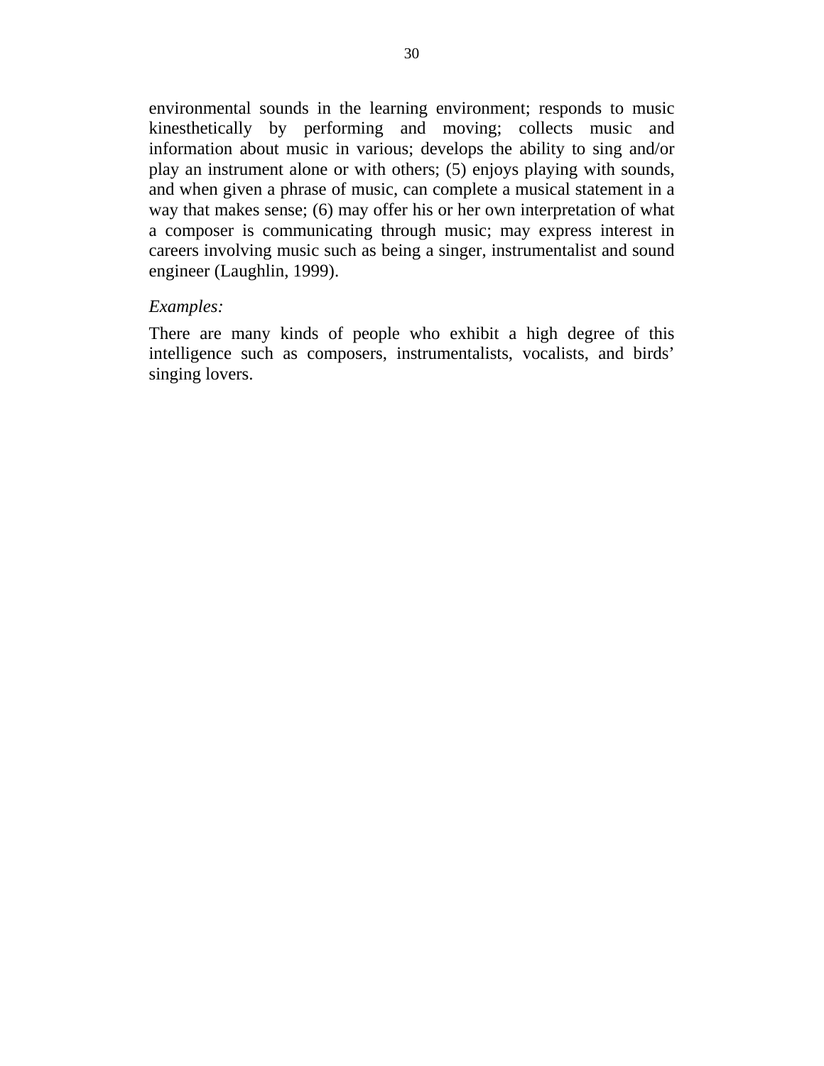environmental sounds in the learning environment; responds to music kinesthetically by performing and moving; collects music and information about music in various; develops the ability to sing and/or play an instrument alone or with others; (5) enjoys playing with sounds, and when given a phrase of music, can complete a musical statement in a way that makes sense; (6) may offer his or her own interpretation of what a composer is communicating through music; may express interest in careers involving music such as being a singer, instrumentalist and sound engineer (Laughlin, 1999).

*Examples:*

There are many kinds of people who exhibit a high degree of this intelligence such as composers, instrumentalists, vocalists, and birds' singing lovers.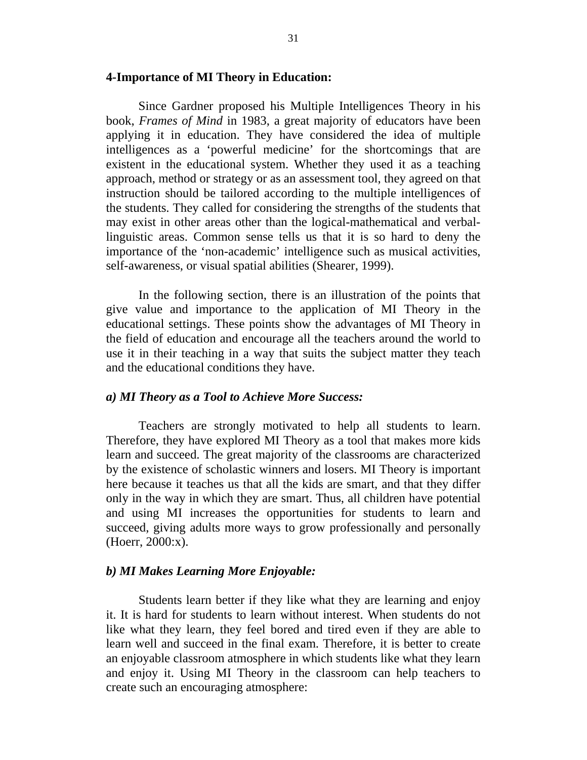**4-Importance of MI Theory in Education:**

Since Gardner proposed his Multiple Intelligences Theory in his book, *Frames of Mind* in 1983, a great majority of educators have been applying it in education. They have considered the idea of multiple intelligences as a 'powerful medicine' for the shortcomings that are existent in the educational system. Whether they used it as a teaching approach, method or strategy or as an assessment tool, they agreed on that instruction should be tailored according to the multiple intelligences of the students. They called for considering the strengths of the students that may exist in other areas other than the logical-mathematical and verbal-linguistic areas. Common sense tells us that it is so hard to deny the importance of the 'non-academic' intelligence such as musical activities, self-awareness, or visual spatial abilities (Shearer, 1999).

In the following section, there is an illustration of the points that give value and importance to the application of MI Theory in the educational settings. These points show the advantages of MI Theory in the field of education and encourage all the teachers around the world to use it in their teaching in a way that suits the subject matter they teach and the educational conditions they have.

***a) MI Theory as a Tool to Achieve More Success:***

Teachers are strongly motivated to help all students to learn. Therefore, they have explored MI Theory as a tool that makes more kids learn and succeed. The great majority of the classrooms are characterized by the existence of scholastic winners and losers. MI Theory is important here because it teaches us that all the kids are smart, and that they differ only in the way in which they are smart. Thus, all children have potential and using MI increases the opportunities for students to learn and succeed, giving adults more ways to grow professionally and personally (Hoerr, 2000:x).

***b) MI Makes Learning More Enjoyable:***

Students learn better if they like what they are learning and enjoy it. It is hard for students to learn without interest. When students do not like what they learn, they feel bored and tired even if they are able to learn well and succeed in the final exam. Therefore, it is better to create an enjoyable classroom atmosphere in which students like what they learn and enjoy it. Using MI Theory in the classroom can help teachers to create such an encouraging atmosphere: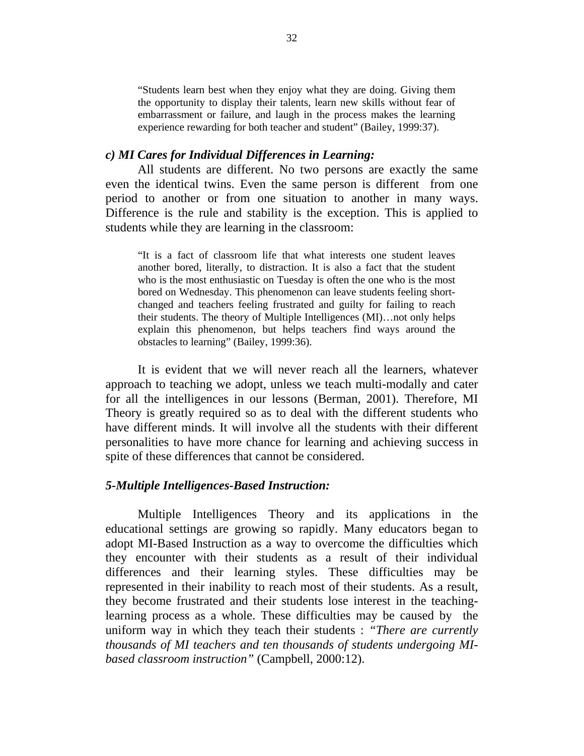> "Students learn best when they enjoy what they are doing. Giving them the opportunity to display their talents, learn new skills without fear of embarrassment or failure, and laugh in the process makes the learning experience rewarding for both teacher and student" (Bailey, 1999:37).

### *c) MI Cares for Individual Differences in Learning:*

All students are different. No two persons are exactly the same even the identical twins. Even the same person is different from one period to another or from one situation to another in many ways. Difference is the rule and stability is the exception. This is applied to students while they are learning in the classroom:

> "It is a fact of classroom life that what interests one student leaves another bored, literally, to distraction. It is also a fact that the student who is the most enthusiastic on Tuesday is often the one who is the most bored on Wednesday. This phenomenon can leave students feeling short-changed and teachers feeling frustrated and guilty for failing to reach their students. The theory of Multiple Intelligences (MI)…not only helps explain this phenomenon, but helps teachers find ways around the obstacles to learning" (Bailey, 1999:36).

It is evident that we will never reach all the learners, whatever approach to teaching we adopt, unless we teach multi-modally and cater for all the intelligences in our lessons (Berman, 2001). Therefore, MI Theory is greatly required so as to deal with the different students who have different minds. It will involve all the students with their different personalities to have more chance for learning and achieving success in spite of these differences that cannot be considered.

## *5-Multiple Intelligences-Based Instruction:*

Multiple Intelligences Theory and its applications in the educational settings are growing so rapidly. Many educators began to adopt MI-Based Instruction as a way to overcome the difficulties which they encounter with their students as a result of their individual differences and their learning styles. These difficulties may be represented in their inability to reach most of their students. As a result, they become frustrated and their students lose interest in the teaching-learning process as a whole. These difficulties may be caused by the uniform way in which they teach their students : *"There are currently thousands of MI teachers and ten thousands of students undergoing MI-based classroom instruction"* (Campbell, 2000:12).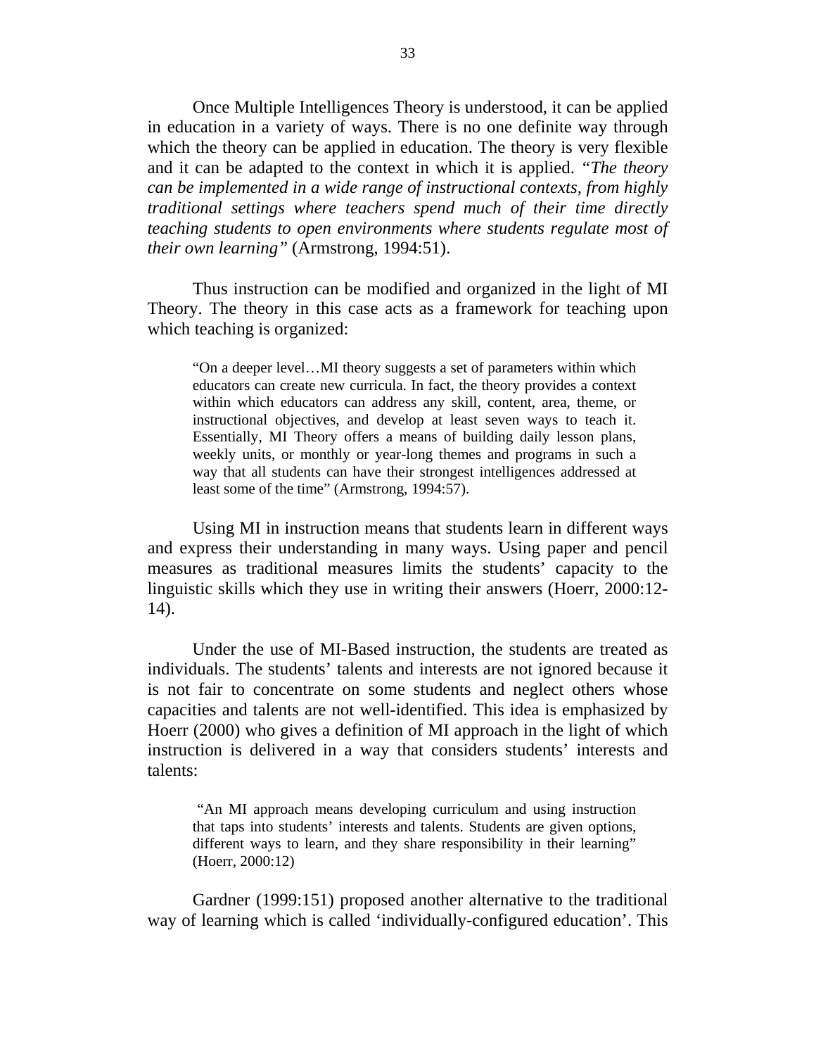Once Multiple Intelligences Theory is understood, it can be applied in education in a variety of ways. There is no one definite way through which the theory can be applied in education. The theory is very flexible and it can be adapted to the context in which it is applied. *"The theory can be implemented in a wide range of instructional contexts, from highly traditional settings where teachers spend much of their time directly teaching students to open environments where students regulate most of their own learning"* (Armstrong, 1994:51).

Thus instruction can be modified and organized in the light of MI Theory. The theory in this case acts as a framework for teaching upon which teaching is organized:

> "On a deeper level…MI theory suggests a set of parameters within which educators can create new curricula. In fact, the theory provides a context within which educators can address any skill, content, area, theme, or instructional objectives, and develop at least seven ways to teach it. Essentially, MI Theory offers a means of building daily lesson plans, weekly units, or monthly or year-long themes and programs in such a way that all students can have their strongest intelligences addressed at least some of the time" (Armstrong, 1994:57).

Using MI in instruction means that students learn in different ways and express their understanding in many ways. Using paper and pencil measures as traditional measures limits the students' capacity to the linguistic skills which they use in writing their answers (Hoerr, 2000:12-14).

Under the use of MI-Based instruction, the students are treated as individuals. The students' talents and interests are not ignored because it is not fair to concentrate on some students and neglect others whose capacities and talents are not well-identified. This idea is emphasized by Hoerr (2000) who gives a definition of MI approach in the light of which instruction is delivered in a way that considers students' interests and talents:

> "An MI approach means developing curriculum and using instruction that taps into students' interests and talents. Students are given options, different ways to learn, and they share responsibility in their learning" (Hoerr, 2000:12)

Gardner (1999:151) proposed another alternative to the traditional way of learning which is called 'individually-configured education'. This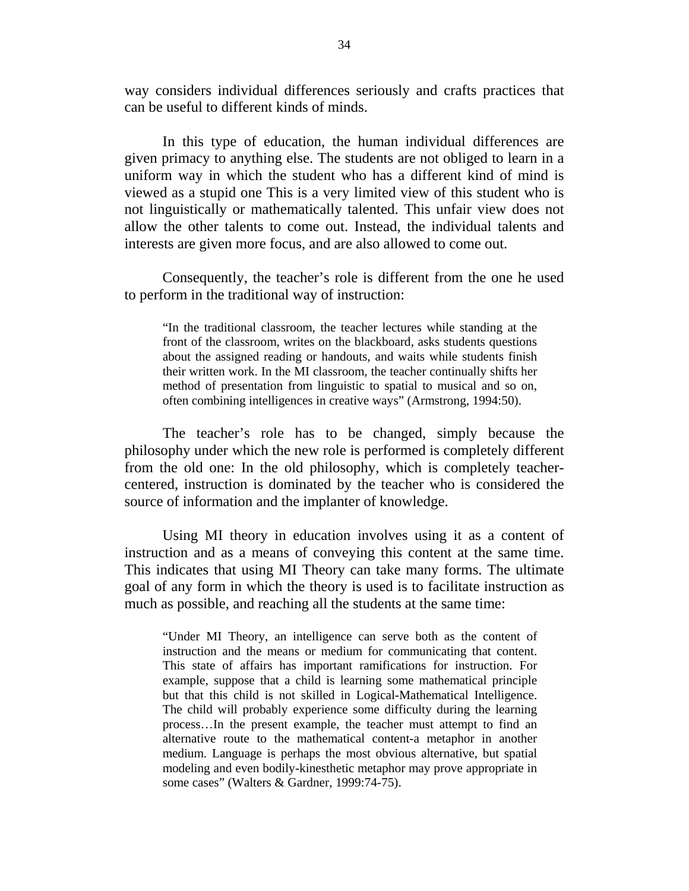way considers individual differences seriously and crafts practices that can be useful to different kinds of minds.

In this type of education, the human individual differences are given primacy to anything else. The students are not obliged to learn in a uniform way in which the student who has a different kind of mind is viewed as a stupid one This is a very limited view of this student who is not linguistically or mathematically talented. This unfair view does not allow the other talents to come out. Instead, the individual talents and interests are given more focus, and are also allowed to come out.

Consequently, the teacher's role is different from the one he used to perform in the traditional way of instruction:

> "In the traditional classroom, the teacher lectures while standing at the front of the classroom, writes on the blackboard, asks students questions about the assigned reading or handouts, and waits while students finish their written work. In the MI classroom, the teacher continually shifts her method of presentation from linguistic to spatial to musical and so on, often combining intelligences in creative ways" (Armstrong, 1994:50).

The teacher's role has to be changed, simply because the philosophy under which the new role is performed is completely different from the old one: In the old philosophy, which is completely teacher-centered, instruction is dominated by the teacher who is considered the source of information and the implanter of knowledge.

Using MI theory in education involves using it as a content of instruction and as a means of conveying this content at the same time. This indicates that using MI Theory can take many forms. The ultimate goal of any form in which the theory is used is to facilitate instruction as much as possible, and reaching all the students at the same time:

> "Under MI Theory, an intelligence can serve both as the content of instruction and the means or medium for communicating that content. This state of affairs has important ramifications for instruction. For example, suppose that a child is learning some mathematical principle but that this child is not skilled in Logical-Mathematical Intelligence. The child will probably experience some difficulty during the learning process…In the present example, the teacher must attempt to find an alternative route to the mathematical content-a metaphor in another medium. Language is perhaps the most obvious alternative, but spatial modeling and even bodily-kinesthetic metaphor may prove appropriate in some cases" (Walters & Gardner, 1999:74-75).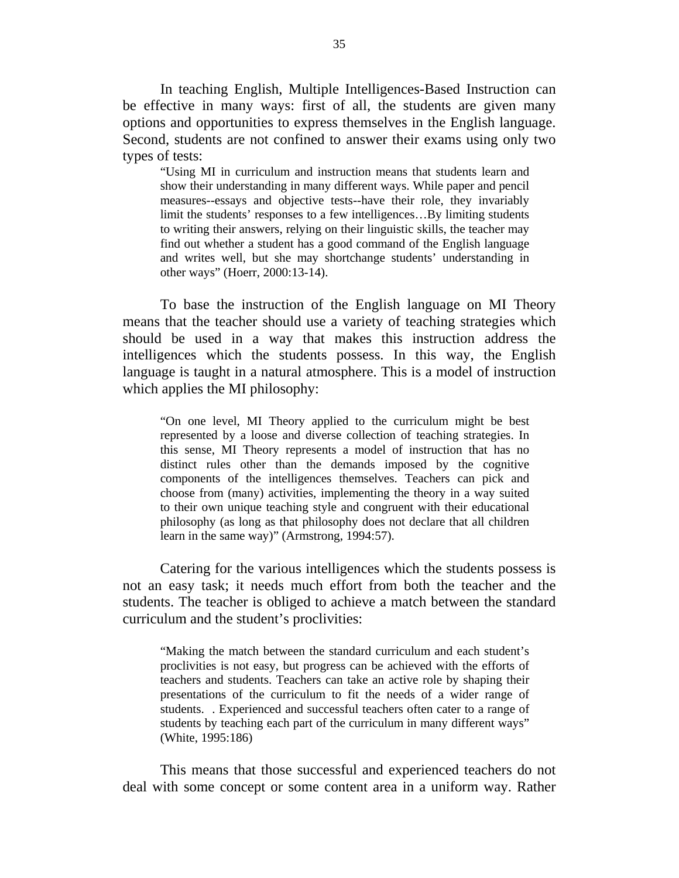In teaching English, Multiple Intelligences-Based Instruction can be effective in many ways: first of all, the students are given many options and opportunities to express themselves in the English language. Second, students are not confined to answer their exams using only two types of tests:

> "Using MI in curriculum and instruction means that students learn and show their understanding in many different ways. While paper and pencil measures--essays and objective tests--have their role, they invariably limit the students' responses to a few intelligences…By limiting students to writing their answers, relying on their linguistic skills, the teacher may find out whether a student has a good command of the English language and writes well, but she may shortchange students' understanding in other ways" (Hoerr, 2000:13-14).

To base the instruction of the English language on MI Theory means that the teacher should use a variety of teaching strategies which should be used in a way that makes this instruction address the intelligences which the students possess. In this way, the English language is taught in a natural atmosphere. This is a model of instruction which applies the MI philosophy:

> "On one level, MI Theory applied to the curriculum might be best represented by a loose and diverse collection of teaching strategies. In this sense, MI Theory represents a model of instruction that has no distinct rules other than the demands imposed by the cognitive components of the intelligences themselves. Teachers can pick and choose from (many) activities, implementing the theory in a way suited to their own unique teaching style and congruent with their educational philosophy (as long as that philosophy does not declare that all children learn in the same way)" (Armstrong, 1994:57).

Catering for the various intelligences which the students possess is not an easy task; it needs much effort from both the teacher and the students. The teacher is obliged to achieve a match between the standard curriculum and the student's proclivities:

> "Making the match between the standard curriculum and each student's proclivities is not easy, but progress can be achieved with the efforts of teachers and students. Teachers can take an active role by shaping their presentations of the curriculum to fit the needs of a wider range of students. . Experienced and successful teachers often cater to a range of students by teaching each part of the curriculum in many different ways" (White, 1995:186)

This means that those successful and experienced teachers do not deal with some concept or some content area in a uniform way. Rather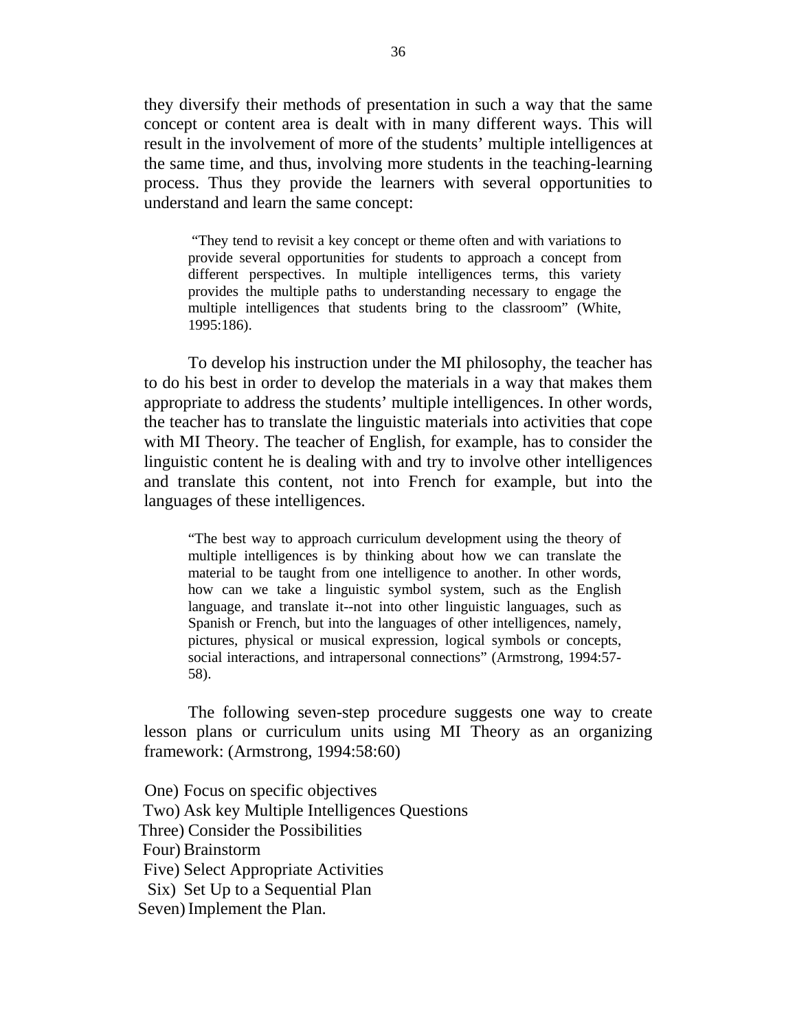they diversify their methods of presentation in such a way that the same concept or content area is dealt with in many different ways. This will result in the involvement of more of the students' multiple intelligences at the same time, and thus, involving more students in the teaching-learning process. Thus they provide the learners with several opportunities to understand and learn the same concept:

> "They tend to revisit a key concept or theme often and with variations to provide several opportunities for students to approach a concept from different perspectives. In multiple intelligences terms, this variety provides the multiple paths to understanding necessary to engage the multiple intelligences that students bring to the classroom" (White, 1995:186).

To develop his instruction under the MI philosophy, the teacher has to do his best in order to develop the materials in a way that makes them appropriate to address the students' multiple intelligences. In other words, the teacher has to translate the linguistic materials into activities that cope with MI Theory. The teacher of English, for example, has to consider the linguistic content he is dealing with and try to involve other intelligences and translate this content, not into French for example, but into the languages of these intelligences.

> "The best way to approach curriculum development using the theory of multiple intelligences is by thinking about how we can translate the material to be taught from one intelligence to another. In other words, how can we take a linguistic symbol system, such as the English language, and translate it--not into other linguistic languages, such as Spanish or French, but into the languages of other intelligences, namely, pictures, physical or musical expression, logical symbols or concepts, social interactions, and intrapersonal connections" (Armstrong, 1994:57-58).

The following seven-step procedure suggests one way to create lesson plans or curriculum units using MI Theory as an organizing framework: (Armstrong, 1994:58:60)

One) Focus on specific objectives
Two) Ask key Multiple Intelligences Questions
Three) Consider the Possibilities
Four) Brainstorm
Five) Select Appropriate Activities
Six) Set Up to a Sequential Plan
Seven) Implement the Plan.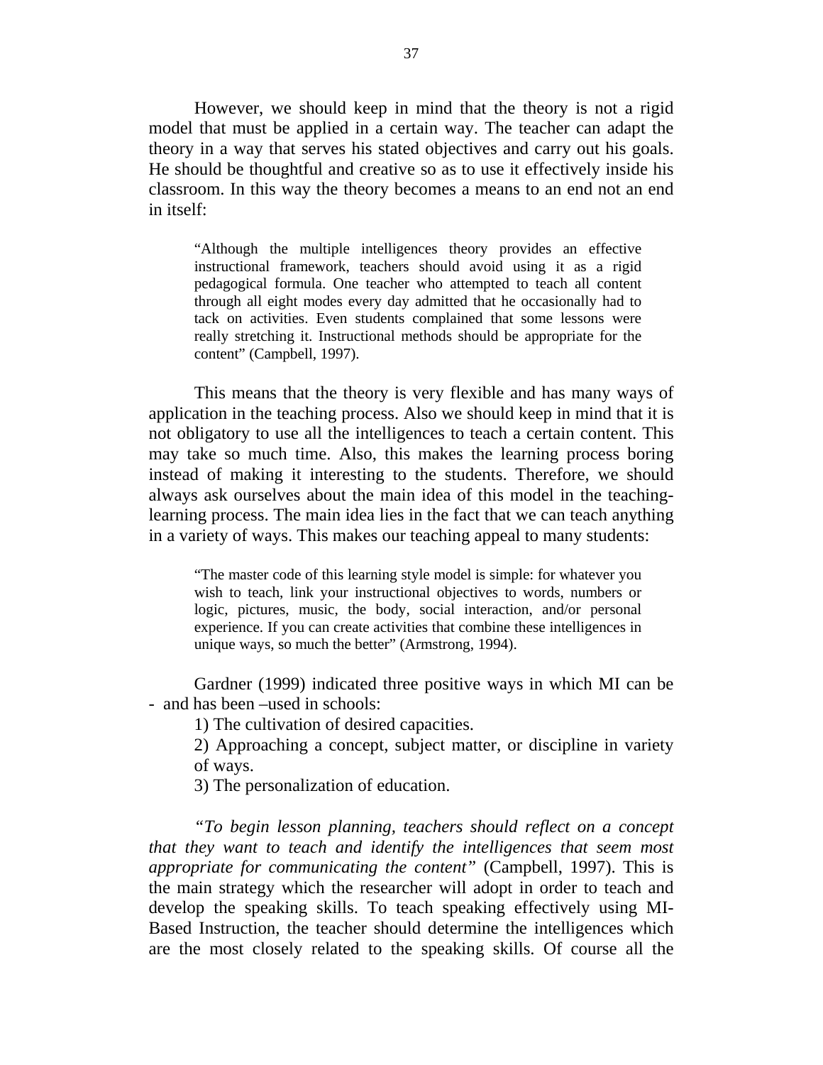However, we should keep in mind that the theory is not a rigid model that must be applied in a certain way. The teacher can adapt the theory in a way that serves his stated objectives and carry out his goals. He should be thoughtful and creative so as to use it effectively inside his classroom. In this way the theory becomes a means to an end not an end in itself:

> "Although the multiple intelligences theory provides an effective instructional framework, teachers should avoid using it as a rigid pedagogical formula. One teacher who attempted to teach all content through all eight modes every day admitted that he occasionally had to tack on activities. Even students complained that some lessons were really stretching it. Instructional methods should be appropriate for the content" (Campbell, 1997).

This means that the theory is very flexible and has many ways of application in the teaching process. Also we should keep in mind that it is not obligatory to use all the intelligences to teach a certain content. This may take so much time. Also, this makes the learning process boring instead of making it interesting to the students. Therefore, we should always ask ourselves about the main idea of this model in the teaching-learning process. The main idea lies in the fact that we can teach anything in a variety of ways. This makes our teaching appeal to many students:

> "The master code of this learning style model is simple: for whatever you wish to teach, link your instructional objectives to words, numbers or logic, pictures, music, the body, social interaction, and/or personal experience. If you can create activities that combine these intelligences in unique ways, so much the better" (Armstrong, 1994).

Gardner (1999) indicated three positive ways in which MI can be - and has been –used in schools:

1) The cultivation of desired capacities.

2) Approaching a concept, subject matter, or discipline in variety of ways.

3) The personalization of education.

*"To begin lesson planning, teachers should reflect on a concept that they want to teach and identify the intelligences that seem most appropriate for communicating the content"* (Campbell, 1997). This is the main strategy which the researcher will adopt in order to teach and develop the speaking skills. To teach speaking effectively using MI-Based Instruction, the teacher should determine the intelligences which are the most closely related to the speaking skills. Of course all the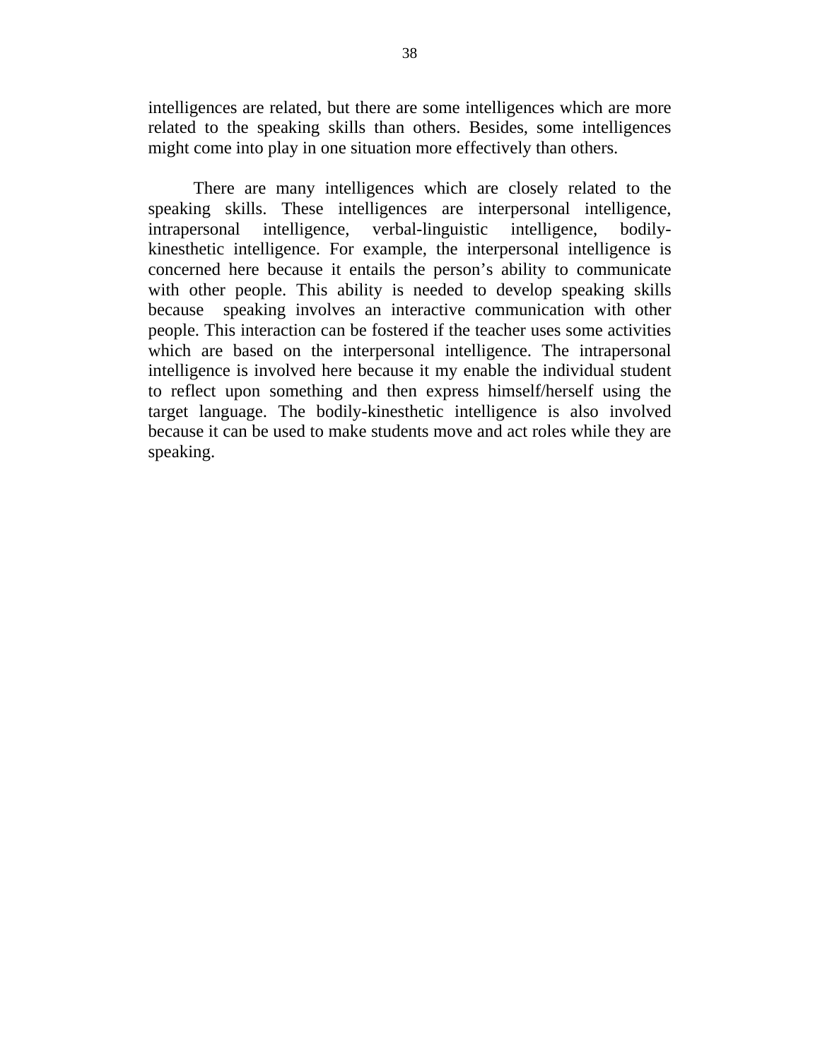intelligences are related, but there are some intelligences which are more related to the speaking skills than others. Besides, some intelligences might come into play in one situation more effectively than others.

There are many intelligences which are closely related to the speaking skills. These intelligences are interpersonal intelligence, intrapersonal intelligence, verbal-linguistic intelligence, bodily-kinesthetic intelligence. For example, the interpersonal intelligence is concerned here because it entails the person's ability to communicate with other people. This ability is needed to develop speaking skills because speaking involves an interactive communication with other people. This interaction can be fostered if the teacher uses some activities which are based on the interpersonal intelligence. The intrapersonal intelligence is involved here because it my enable the individual student to reflect upon something and then express himself/herself using the target language. The bodily-kinesthetic intelligence is also involved because it can be used to make students move and act roles while they are speaking.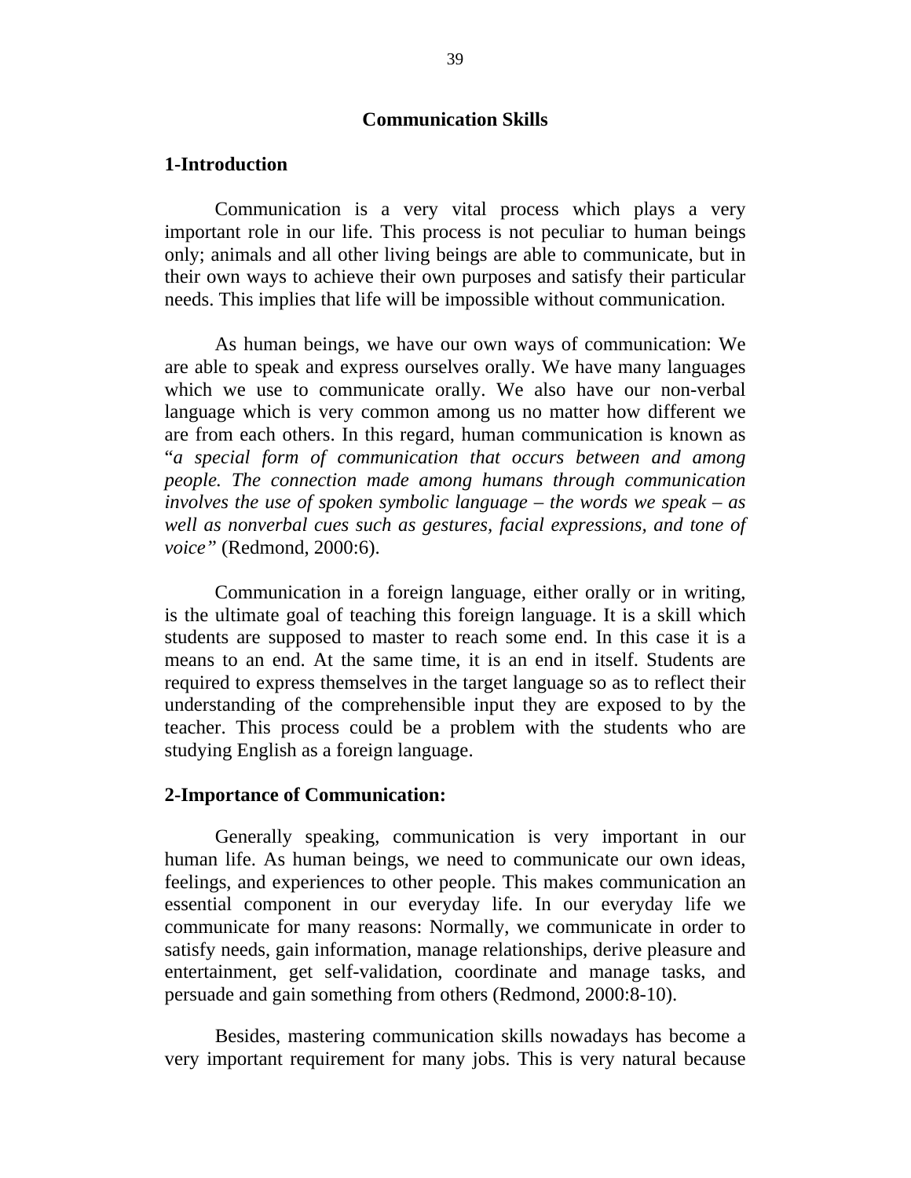# Communication Skills

## 1-Introduction

Communication is a very vital process which plays a very important role in our life. This process is not peculiar to human beings only; animals and all other living beings are able to communicate, but in their own ways to achieve their own purposes and satisfy their particular needs. This implies that life will be impossible without communication.

As human beings, we have our own ways of communication: We are able to speak and express ourselves orally. We have many languages which we use to communicate orally. We also have our non-verbal language which is very common among us no matter how different we are from each others. In this regard, human communication is known as "*a special form of communication that occurs between and among people. The connection made among humans through communication involves the use of spoken symbolic language – the words we speak – as well as nonverbal cues such as gestures, facial expressions, and tone of voice"* (Redmond, 2000:6).

Communication in a foreign language, either orally or in writing, is the ultimate goal of teaching this foreign language. It is a skill which students are supposed to master to reach some end. In this case it is a means to an end. At the same time, it is an end in itself. Students are required to express themselves in the target language so as to reflect their understanding of the comprehensible input they are exposed to by the teacher. This process could be a problem with the students who are studying English as a foreign language.

## 2-Importance of Communication:

Generally speaking, communication is very important in our human life. As human beings, we need to communicate our own ideas, feelings, and experiences to other people. This makes communication an essential component in our everyday life. In our everyday life we communicate for many reasons: Normally, we communicate in order to satisfy needs, gain information, manage relationships, derive pleasure and entertainment, get self-validation, coordinate and manage tasks, and persuade and gain something from others (Redmond, 2000:8-10).

Besides, mastering communication skills nowadays has become a very important requirement for many jobs. This is very natural because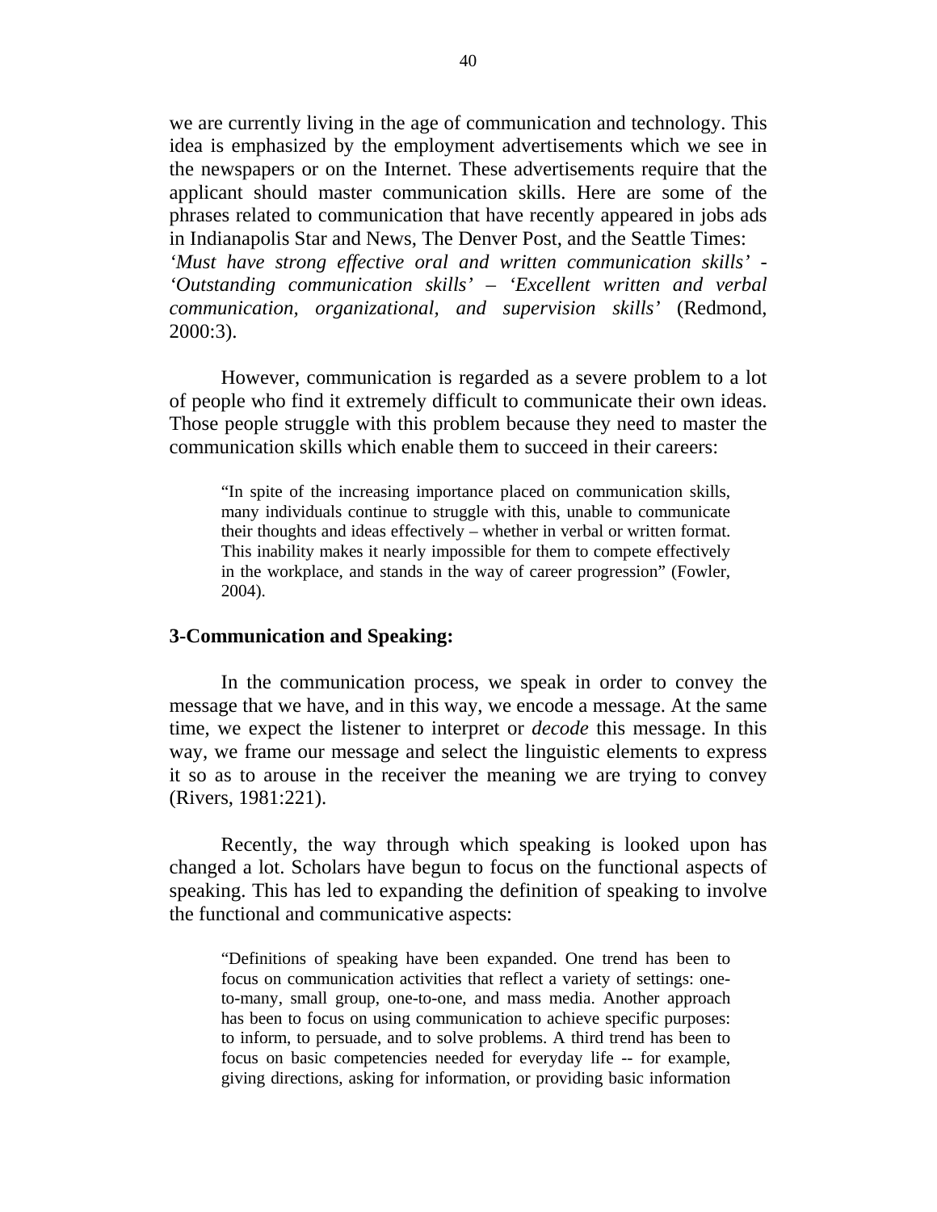we are currently living in the age of communication and technology. This idea is emphasized by the employment advertisements which we see in the newspapers or on the Internet. These advertisements require that the applicant should master communication skills. Here are some of the phrases related to communication that have recently appeared in jobs ads in Indianapolis Star and News, The Denver Post, and the Seattle Times: *'Must have strong effective oral and written communication skills' - 'Outstanding communication skills' – 'Excellent written and verbal communication, organizational, and supervision skills'* (Redmond, 2000:3).

However, communication is regarded as a severe problem to a lot of people who find it extremely difficult to communicate their own ideas. Those people struggle with this problem because they need to master the communication skills which enable them to succeed in their careers:

> "In spite of the increasing importance placed on communication skills, many individuals continue to struggle with this, unable to communicate their thoughts and ideas effectively – whether in verbal or written format. This inability makes it nearly impossible for them to compete effectively in the workplace, and stands in the way of career progression" (Fowler, 2004).

### 3-Communication and Speaking:

In the communication process, we speak in order to convey the message that we have, and in this way, we encode a message. At the same time, we expect the listener to interpret or *decode* this message. In this way, we frame our message and select the linguistic elements to express it so as to arouse in the receiver the meaning we are trying to convey (Rivers, 1981:221).

Recently, the way through which speaking is looked upon has changed a lot. Scholars have begun to focus on the functional aspects of speaking. This has led to expanding the definition of speaking to involve the functional and communicative aspects:

> "Definitions of speaking have been expanded. One trend has been to focus on communication activities that reflect a variety of settings: one-to-many, small group, one-to-one, and mass media. Another approach has been to focus on using communication to achieve specific purposes: to inform, to persuade, and to solve problems. A third trend has been to focus on basic competencies needed for everyday life -- for example, giving directions, asking for information, or providing basic information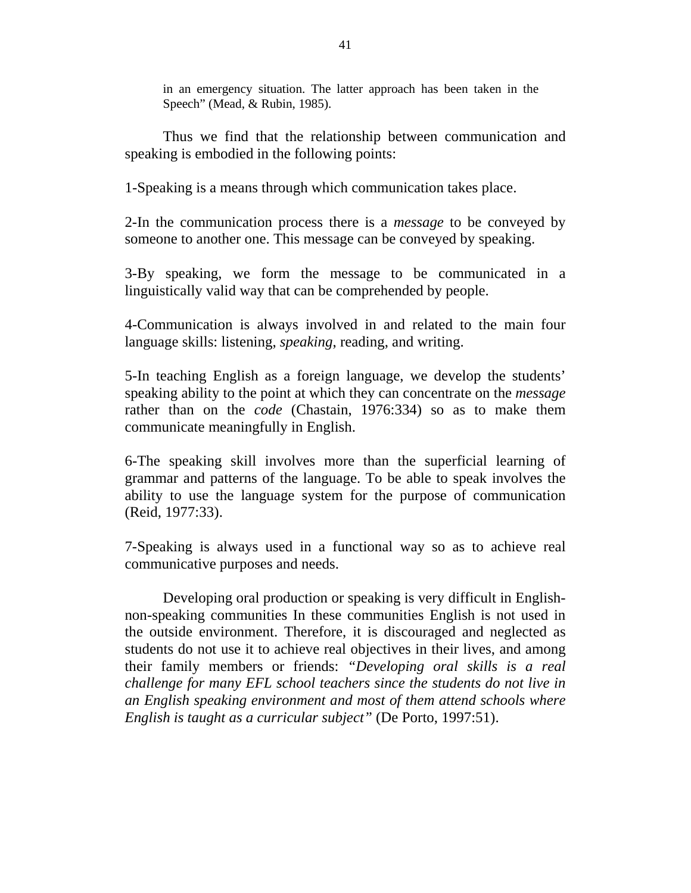in an emergency situation. The latter approach has been taken in the Speech" (Mead, & Rubin, 1985).

Thus we find that the relationship between communication and speaking is embodied in the following points:

1-Speaking is a means through which communication takes place.

2-In the communication process there is a *message* to be conveyed by someone to another one. This message can be conveyed by speaking.

3-By speaking, we form the message to be communicated in a linguistically valid way that can be comprehended by people.

4-Communication is always involved in and related to the main four language skills: listening, *speaking*, reading, and writing.

5-In teaching English as a foreign language, we develop the students' speaking ability to the point at which they can concentrate on the *message* rather than on the *code* (Chastain, 1976:334) so as to make them communicate meaningfully in English.

6-The speaking skill involves more than the superficial learning of grammar and patterns of the language. To be able to speak involves the ability to use the language system for the purpose of communication (Reid, 1977:33).

7-Speaking is always used in a functional way so as to achieve real communicative purposes and needs.

Developing oral production or speaking is very difficult in English-non-speaking communities In these communities English is not used in the outside environment. Therefore, it is discouraged and neglected as students do not use it to achieve real objectives in their lives, and among their family members or friends: *"Developing oral skills is a real challenge for many EFL school teachers since the students do not live in an English speaking environment and most of them attend schools where English is taught as a curricular subject"* (De Porto, 1997:51).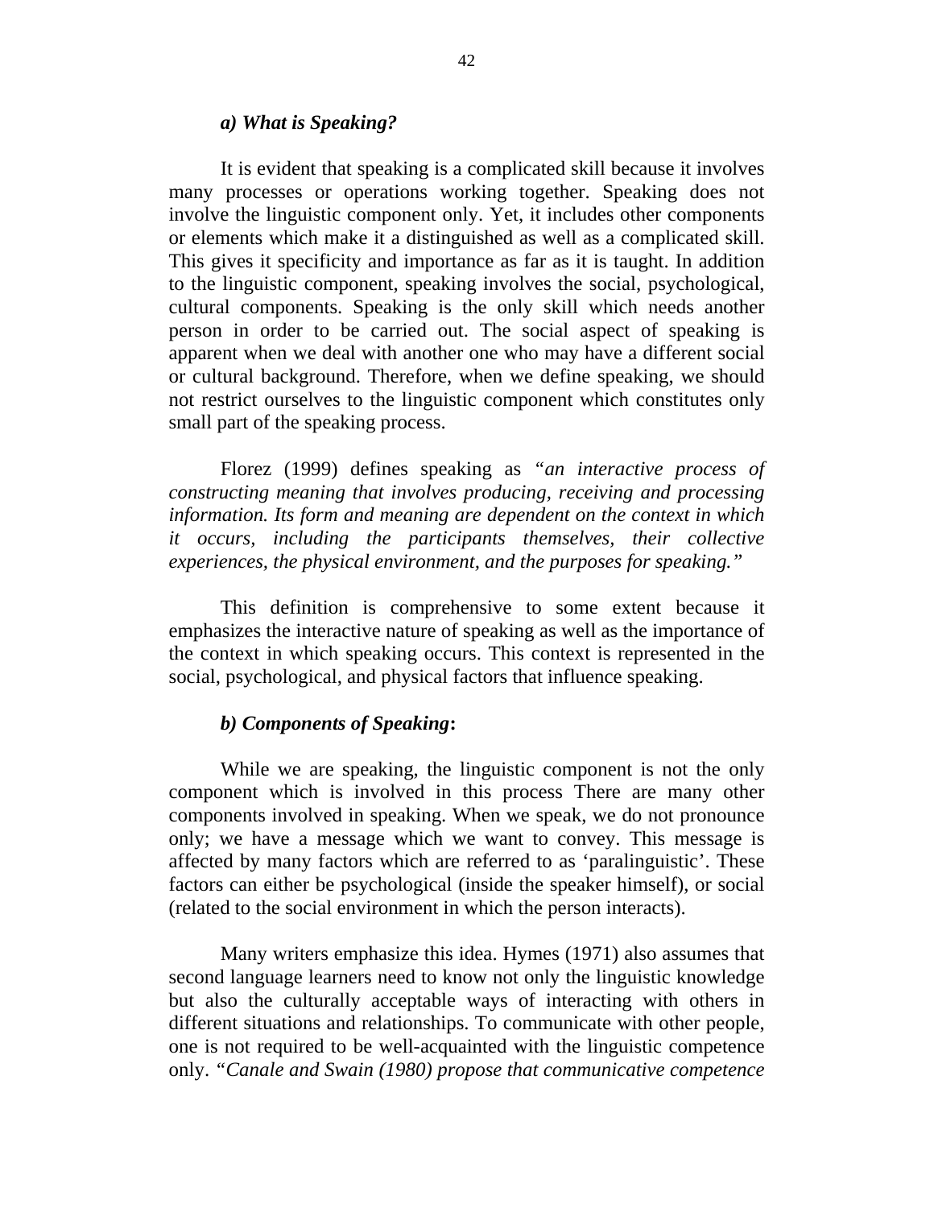### *a) What is Speaking?*

It is evident that speaking is a complicated skill because it involves many processes or operations working together. Speaking does not involve the linguistic component only. Yet, it includes other components or elements which make it a distinguished as well as a complicated skill. This gives it specificity and importance as far as it is taught. In addition to the linguistic component, speaking involves the social, psychological, cultural components. Speaking is the only skill which needs another person in order to be carried out. The social aspect of speaking is apparent when we deal with another one who may have a different social or cultural background. Therefore, when we define speaking, we should not restrict ourselves to the linguistic component which constitutes only small part of the speaking process.

Florez (1999) defines speaking as *"an interactive process of constructing meaning that involves producing, receiving and processing information. Its form and meaning are dependent on the context in which it occurs, including the participants themselves, their collective experiences, the physical environment, and the purposes for speaking."*

This definition is comprehensive to some extent because it emphasizes the interactive nature of speaking as well as the importance of the context in which speaking occurs. This context is represented in the social, psychological, and physical factors that influence speaking.

### *b) Components of Speaking*:

While we are speaking, the linguistic component is not the only component which is involved in this process There are many other components involved in speaking. When we speak, we do not pronounce only; we have a message which we want to convey. This message is affected by many factors which are referred to as 'paralinguistic'. These factors can either be psychological (inside the speaker himself), or social (related to the social environment in which the person interacts).

Many writers emphasize this idea. Hymes (1971) also assumes that second language learners need to know not only the linguistic knowledge but also the culturally acceptable ways of interacting with others in different situations and relationships. To communicate with other people, one is not required to be well-acquainted with the linguistic competence only. *"Canale and Swain (1980) propose that communicative competence*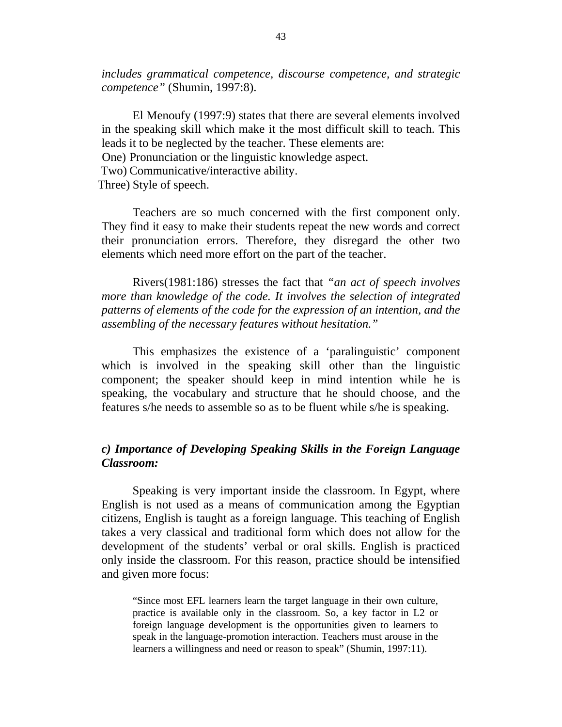*includes grammatical competence, discourse competence, and strategic competence"* (Shumin, 1997:8).

El Menoufy (1997:9) states that there are several elements involved in the speaking skill which make it the most difficult skill to teach. This leads it to be neglected by the teacher. These elements are:

One) Pronunciation or the linguistic knowledge aspect.

Two) Communicative/interactive ability.

Three) Style of speech.

Teachers are so much concerned with the first component only. They find it easy to make their students repeat the new words and correct their pronunciation errors. Therefore, they disregard the other two elements which need more effort on the part of the teacher.

Rivers(1981:186) stresses the fact that *"an act of speech involves more than knowledge of the code. It involves the selection of integrated patterns of elements of the code for the expression of an intention, and the assembling of the necessary features without hesitation."*

This emphasizes the existence of a 'paralinguistic' component which is involved in the speaking skill other than the linguistic component; the speaker should keep in mind intention while he is speaking, the vocabulary and structure that he should choose, and the features s/he needs to assemble so as to be fluent while s/he is speaking.

### *c) Importance of Developing Speaking Skills in the Foreign Language Classroom:*

Speaking is very important inside the classroom. In Egypt, where English is not used as a means of communication among the Egyptian citizens, English is taught as a foreign language. This teaching of English takes a very classical and traditional form which does not allow for the development of the students' verbal or oral skills. English is practiced only inside the classroom. For this reason, practice should be intensified and given more focus:

> "Since most EFL learners learn the target language in their own culture, practice is available only in the classroom. So, a key factor in L2 or foreign language development is the opportunities given to learners to speak in the language-promotion interaction. Teachers must arouse in the learners a willingness and need or reason to speak" (Shumin, 1997:11).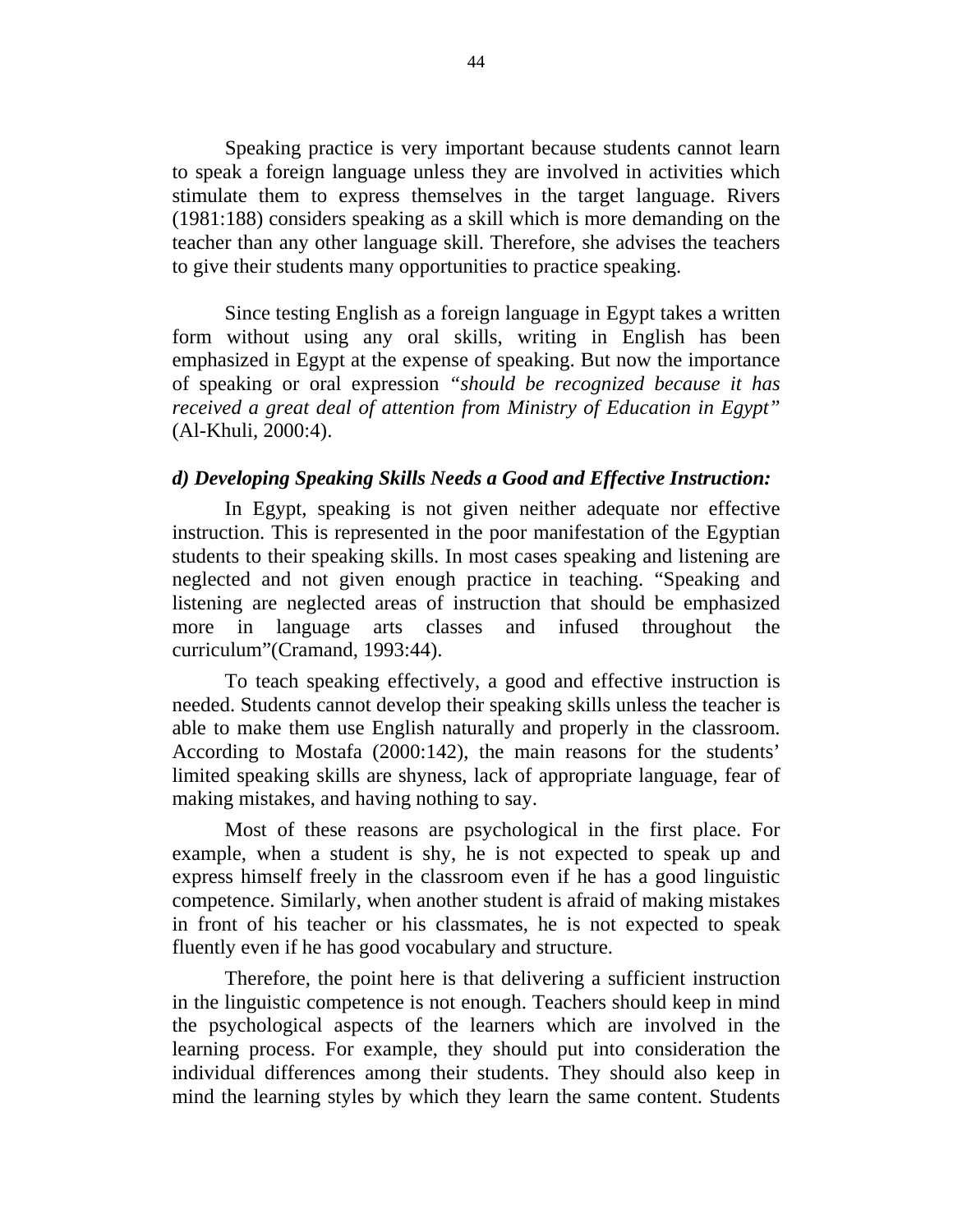Speaking practice is very important because students cannot learn to speak a foreign language unless they are involved in activities which stimulate them to express themselves in the target language. Rivers (1981:188) considers speaking as a skill which is more demanding on the teacher than any other language skill. Therefore, she advises the teachers to give their students many opportunities to practice speaking.

Since testing English as a foreign language in Egypt takes a written form without using any oral skills, writing in English has been emphasized in Egypt at the expense of speaking. But now the importance of speaking or oral expression *"should be recognized because it has received a great deal of attention from Ministry of Education in Egypt"* (Al-Khuli, 2000:4).

***d) Developing Speaking Skills Needs a Good and Effective Instruction:***

In Egypt, speaking is not given neither adequate nor effective instruction. This is represented in the poor manifestation of the Egyptian students to their speaking skills. In most cases speaking and listening are neglected and not given enough practice in teaching. "Speaking and listening are neglected areas of instruction that should be emphasized more in language arts classes and infused throughout the curriculum"(Cramand, 1993:44).

To teach speaking effectively, a good and effective instruction is needed. Students cannot develop their speaking skills unless the teacher is able to make them use English naturally and properly in the classroom. According to Mostafa (2000:142), the main reasons for the students' limited speaking skills are shyness, lack of appropriate language, fear of making mistakes, and having nothing to say.

Most of these reasons are psychological in the first place. For example, when a student is shy, he is not expected to speak up and express himself freely in the classroom even if he has a good linguistic competence. Similarly, when another student is afraid of making mistakes in front of his teacher or his classmates, he is not expected to speak fluently even if he has good vocabulary and structure.

Therefore, the point here is that delivering a sufficient instruction in the linguistic competence is not enough. Teachers should keep in mind the psychological aspects of the learners which are involved in the learning process. For example, they should put into consideration the individual differences among their students. They should also keep in mind the learning styles by which they learn the same content. Students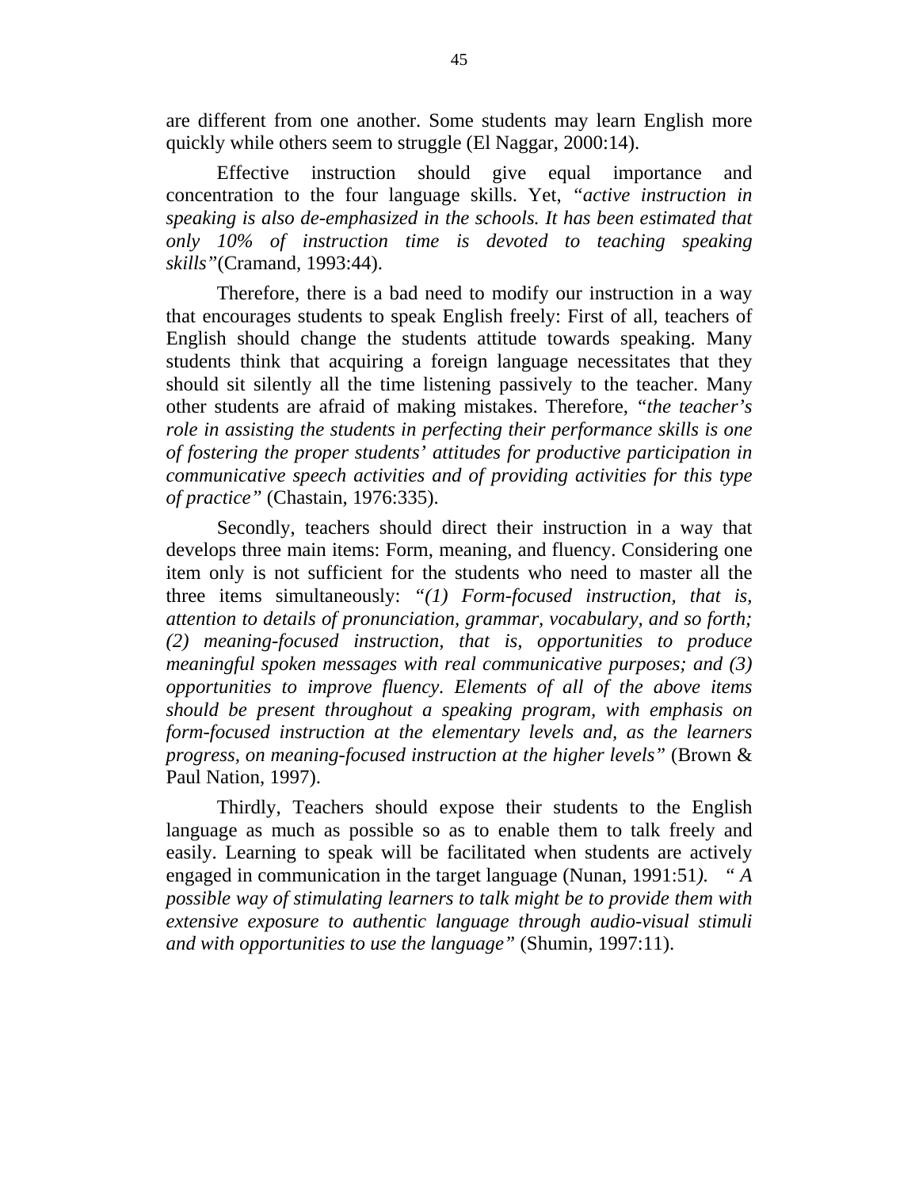are different from one another. Some students may learn English more quickly while others seem to struggle (El Naggar, 2000:14).

Effective instruction should give equal importance and concentration to the four language skills. Yet, *"active instruction in speaking is also de-emphasized in the schools. It has been estimated that only 10% of instruction time is devoted to teaching speaking skills"*(Cramand, 1993:44).

Therefore, there is a bad need to modify our instruction in a way that encourages students to speak English freely: First of all, teachers of English should change the students attitude towards speaking. Many students think that acquiring a foreign language necessitates that they should sit silently all the time listening passively to the teacher. Many other students are afraid of making mistakes. Therefore, *"the teacher's role in assisting the students in perfecting their performance skills is one of fostering the proper students' attitudes for productive participation in communicative speech activities and of providing activities for this type of practice"* (Chastain, 1976:335).

Secondly, teachers should direct their instruction in a way that develops three main items: Form, meaning, and fluency. Considering one item only is not sufficient for the students who need to master all the three items simultaneously: *"(1) Form-focused instruction, that is, attention to details of pronunciation, grammar, vocabulary, and so forth; (2) meaning-focused instruction, that is, opportunities to produce meaningful spoken messages with real communicative purposes; and (3) opportunities to improve fluency. Elements of all of the above items should be present throughout a speaking program, with emphasis on form-focused instruction at the elementary levels and, as the learners progress, on meaning-focused instruction at the higher levels"* (Brown & Paul Nation, 1997).

Thirdly, Teachers should expose their students to the English language as much as possible so as to enable them to talk freely and easily. Learning to speak will be facilitated when students are actively engaged in communication in the target language (Nunan, 1991:51). *" A possible way of stimulating learners to talk might be to provide them with extensive exposure to authentic language through audio-visual stimuli and with opportunities to use the language"* (Shumin, 1997:11).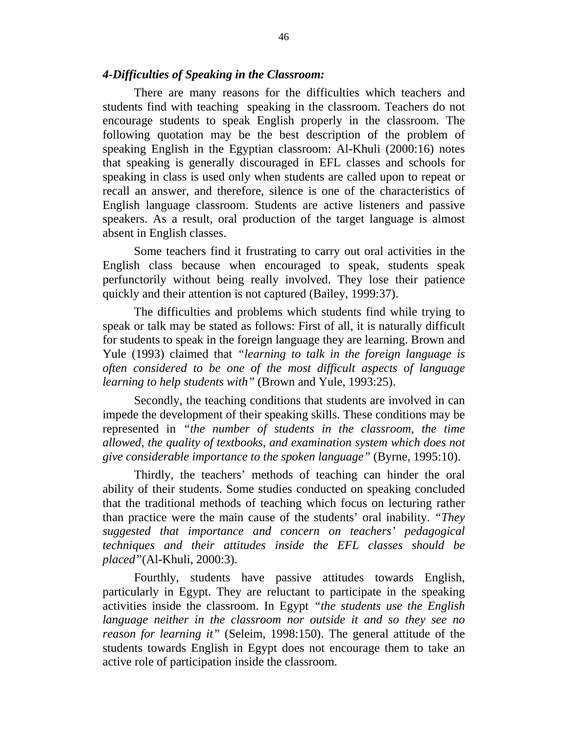### *4-Difficulties of Speaking in the Classroom:*

There are many reasons for the difficulties which teachers and students find with teaching speaking in the classroom. Teachers do not encourage students to speak English properly in the classroom. The following quotation may be the best description of the problem of speaking English in the Egyptian classroom: Al-Khuli (2000:16) notes that speaking is generally discouraged in EFL classes and schools for speaking in class is used only when students are called upon to repeat or recall an answer, and therefore, silence is one of the characteristics of English language classroom. Students are active listeners and passive speakers. As a result, oral production of the target language is almost absent in English classes.

Some teachers find it frustrating to carry out oral activities in the English class because when encouraged to speak, students speak perfunctorily without being really involved. They lose their patience quickly and their attention is not captured (Bailey, 1999:37).

The difficulties and problems which students find while trying to speak or talk may be stated as follows: First of all, it is naturally difficult for students to speak in the foreign language they are learning. Brown and Yule (1993) claimed that *"learning to talk in the foreign language is often considered to be one of the most difficult aspects of language learning to help students with"* (Brown and Yule, 1993:25).

Secondly, the teaching conditions that students are involved in can impede the development of their speaking skills. These conditions may be represented in *"the number of students in the classroom, the time allowed, the quality of textbooks, and examination system which does not give considerable importance to the spoken language"* (Byrne, 1995:10).

Thirdly, the teachers' methods of teaching can hinder the oral ability of their students. Some studies conducted on speaking concluded that the traditional methods of teaching which focus on lecturing rather than practice were the main cause of the students' oral inability. *"They suggested that importance and concern on teachers' pedagogical techniques and their attitudes inside the EFL classes should be placed"*(Al-Khuli, 2000:3).

Fourthly, students have passive attitudes towards English, particularly in Egypt. They are reluctant to participate in the speaking activities inside the classroom. In Egypt *"the students use the English language neither in the classroom nor outside it and so they see no reason for learning it"* (Seleim, 1998:150). The general attitude of the students towards English in Egypt does not encourage them to take an active role of participation inside the classroom.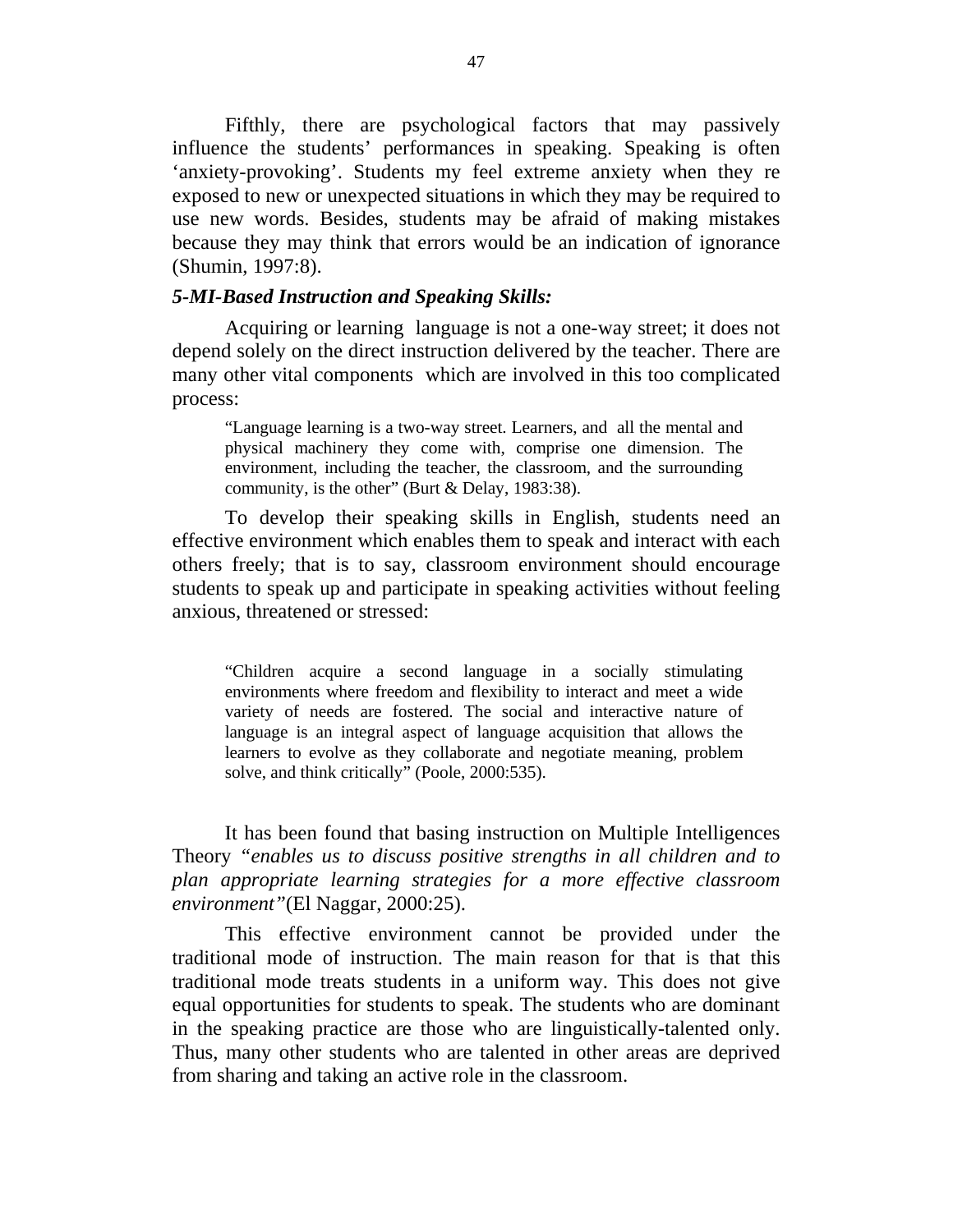Fifthly, there are psychological factors that may passively influence the students' performances in speaking. Speaking is often 'anxiety-provoking'. Students my feel extreme anxiety when they re exposed to new or unexpected situations in which they may be required to use new words. Besides, students may be afraid of making mistakes because they may think that errors would be an indication of ignorance (Shumin, 1997:8).

***5-MI-Based Instruction and Speaking Skills:***

Acquiring or learning language is not a one-way street; it does not depend solely on the direct instruction delivered by the teacher. There are many other vital components which are involved in this too complicated process:

> "Language learning is a two-way street. Learners, and all the mental and physical machinery they come with, comprise one dimension. The environment, including the teacher, the classroom, and the surrounding community, is the other" (Burt & Delay, 1983:38).

To develop their speaking skills in English, students need an effective environment which enables them to speak and interact with each others freely; that is to say, classroom environment should encourage students to speak up and participate in speaking activities without feeling anxious, threatened or stressed:

> "Children acquire a second language in a socially stimulating environments where freedom and flexibility to interact and meet a wide variety of needs are fostered. The social and interactive nature of language is an integral aspect of language acquisition that allows the learners to evolve as they collaborate and negotiate meaning, problem solve, and think critically" (Poole, 2000:535).

It has been found that basing instruction on Multiple Intelligences Theory *"enables us to discuss positive strengths in all children and to plan appropriate learning strategies for a more effective classroom environment"*(El Naggar, 2000:25).

This effective environment cannot be provided under the traditional mode of instruction. The main reason for that is that this traditional mode treats students in a uniform way. This does not give equal opportunities for students to speak. The students who are dominant in the speaking practice are those who are linguistically-talented only. Thus, many other students who are talented in other areas are deprived from sharing and taking an active role in the classroom.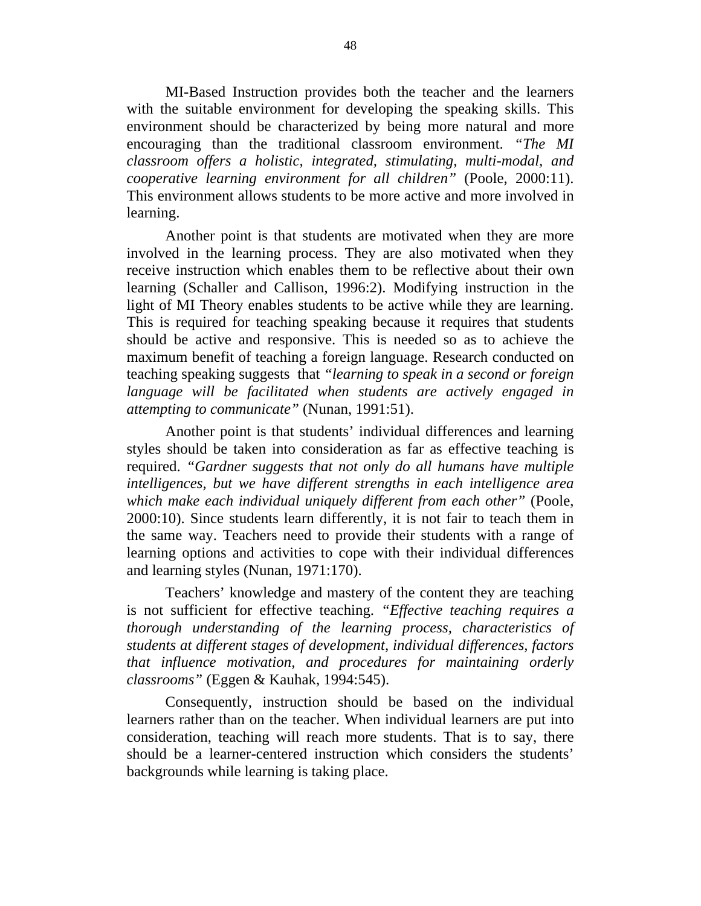MI-Based Instruction provides both the teacher and the learners with the suitable environment for developing the speaking skills. This environment should be characterized by being more natural and more encouraging than the traditional classroom environment. *"The MI classroom offers a holistic, integrated, stimulating, multi-modal, and cooperative learning environment for all children"* (Poole, 2000:11). This environment allows students to be more active and more involved in learning.

Another point is that students are motivated when they are more involved in the learning process. They are also motivated when they receive instruction which enables them to be reflective about their own learning (Schaller and Callison, 1996:2). Modifying instruction in the light of MI Theory enables students to be active while they are learning. This is required for teaching speaking because it requires that students should be active and responsive. This is needed so as to achieve the maximum benefit of teaching a foreign language. Research conducted on teaching speaking suggests that *"learning to speak in a second or foreign language will be facilitated when students are actively engaged in attempting to communicate"* (Nunan, 1991:51).

Another point is that students' individual differences and learning styles should be taken into consideration as far as effective teaching is required. *"Gardner suggests that not only do all humans have multiple intelligences, but we have different strengths in each intelligence area which make each individual uniquely different from each other"* (Poole, 2000:10). Since students learn differently, it is not fair to teach them in the same way. Teachers need to provide their students with a range of learning options and activities to cope with their individual differences and learning styles (Nunan, 1971:170).

Teachers' knowledge and mastery of the content they are teaching is not sufficient for effective teaching. *"Effective teaching requires a thorough understanding of the learning process, characteristics of students at different stages of development, individual differences, factors that influence motivation, and procedures for maintaining orderly classrooms"* (Eggen & Kauhak, 1994:545).

Consequently, instruction should be based on the individual learners rather than on the teacher. When individual learners are put into consideration, teaching will reach more students. That is to say, there should be a learner-centered instruction which considers the students' backgrounds while learning is taking place.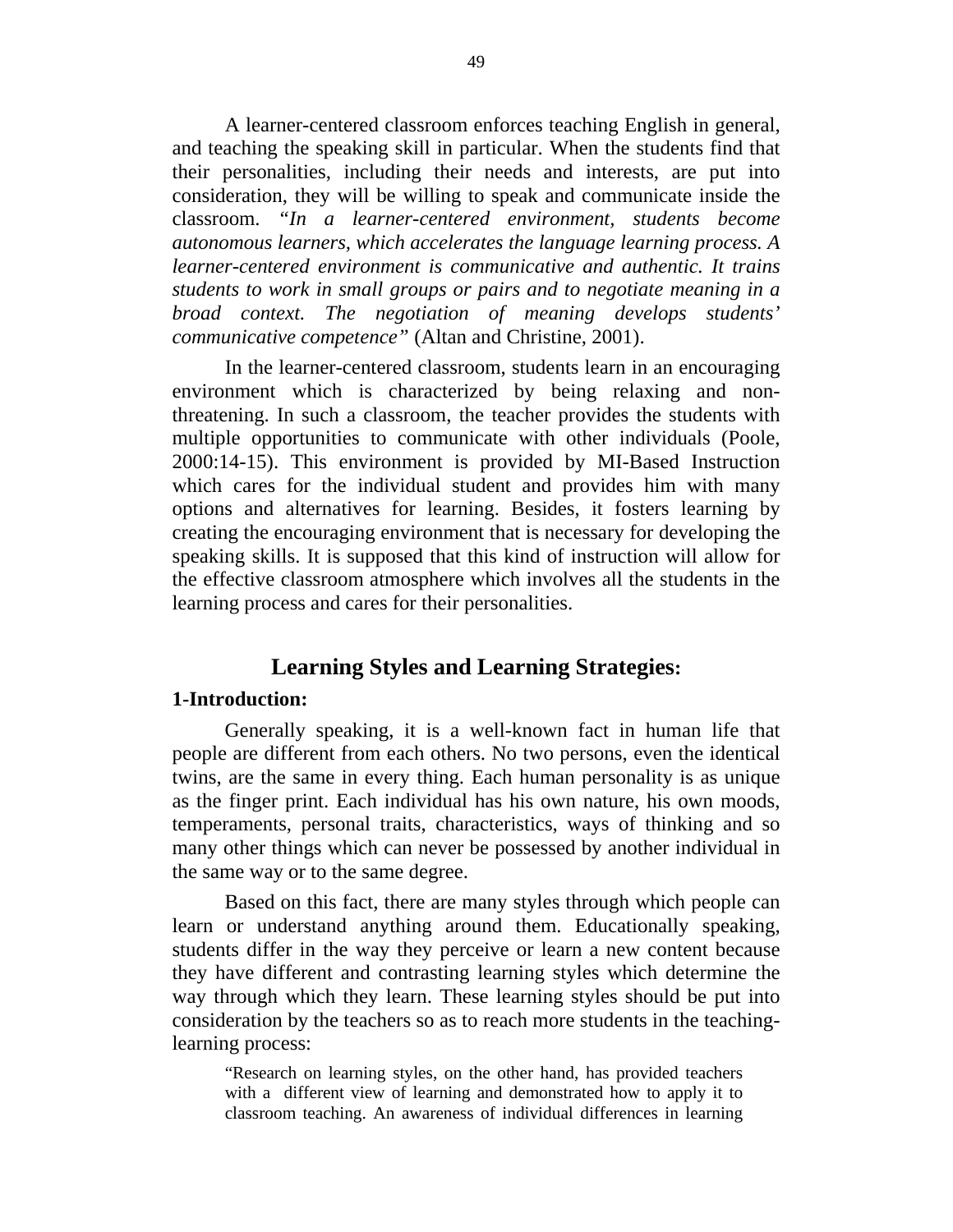A learner-centered classroom enforces teaching English in general, and teaching the speaking skill in particular. When the students find that their personalities, including their needs and interests, are put into consideration, they will be willing to speak and communicate inside the classroom. *"In a learner-centered environment, students become autonomous learners, which accelerates the language learning process. A learner-centered environment is communicative and authentic. It trains students to work in small groups or pairs and to negotiate meaning in a broad context. The negotiation of meaning develops students' communicative competence"* (Altan and Christine, 2001).

In the learner-centered classroom, students learn in an encouraging environment which is characterized by being relaxing and non-threatening. In such a classroom, the teacher provides the students with multiple opportunities to communicate with other individuals (Poole, 2000:14-15). This environment is provided by MI-Based Instruction which cares for the individual student and provides him with many options and alternatives for learning. Besides, it fosters learning by creating the encouraging environment that is necessary for developing the speaking skills. It is supposed that this kind of instruction will allow for the effective classroom atmosphere which involves all the students in the learning process and cares for their personalities.

## Learning Styles and Learning Strategies:

### 1-Introduction:

Generally speaking, it is a well-known fact in human life that people are different from each others. No two persons, even the identical twins, are the same in every thing. Each human personality is as unique as the finger print. Each individual has his own nature, his own moods, temperaments, personal traits, characteristics, ways of thinking and so many other things which can never be possessed by another individual in the same way or to the same degree.

Based on this fact, there are many styles through which people can learn or understand anything around them. Educationally speaking, students differ in the way they perceive or learn a new content because they have different and contrasting learning styles which determine the way through which they learn. These learning styles should be put into consideration by the teachers so as to reach more students in the teaching-learning process:

> "Research on learning styles, on the other hand, has provided teachers with a different view of learning and demonstrated how to apply it to classroom teaching. An awareness of individual differences in learning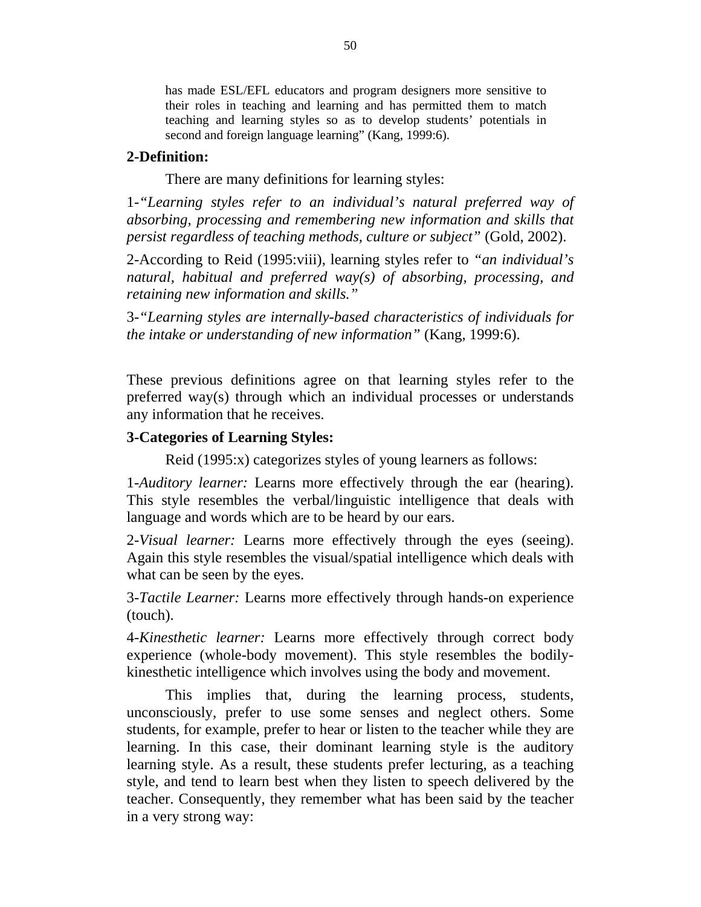has made ESL/EFL educators and program designers more sensitive to their roles in teaching and learning and has permitted them to match teaching and learning styles so as to develop students' potentials in second and foreign language learning" (Kang, 1999:6).

**2-Definition:**

There are many definitions for learning styles:

1-*"Learning styles refer to an individual's natural preferred way of absorbing, processing and remembering new information and skills that persist regardless of teaching methods, culture or subject"* (Gold, 2002).

2-According to Reid (1995:viii), learning styles refer to *"an individual's natural, habitual and preferred way(s) of absorbing, processing, and retaining new information and skills."*

3-*"Learning styles are internally-based characteristics of individuals for the intake or understanding of new information"* (Kang, 1999:6).

These previous definitions agree on that learning styles refer to the preferred way(s) through which an individual processes or understands any information that he receives.

**3-Categories of Learning Styles:**

Reid (1995:x) categorizes styles of young learners as follows:

1-*Auditory learner:* Learns more effectively through the ear (hearing). This style resembles the verbal/linguistic intelligence that deals with language and words which are to be heard by our ears.

2-*Visual learner:* Learns more effectively through the eyes (seeing). Again this style resembles the visual/spatial intelligence which deals with what can be seen by the eyes.

3-*Tactile Learner:* Learns more effectively through hands-on experience (touch).

4-*Kinesthetic learner:* Learns more effectively through correct body experience (whole-body movement). This style resembles the bodily-kinesthetic intelligence which involves using the body and movement.

This implies that, during the learning process, students, unconsciously, prefer to use some senses and neglect others. Some students, for example, prefer to hear or listen to the teacher while they are learning. In this case, their dominant learning style is the auditory learning style. As a result, these students prefer lecturing, as a teaching style, and tend to learn best when they listen to speech delivered by the teacher. Consequently, they remember what has been said by the teacher in a very strong way: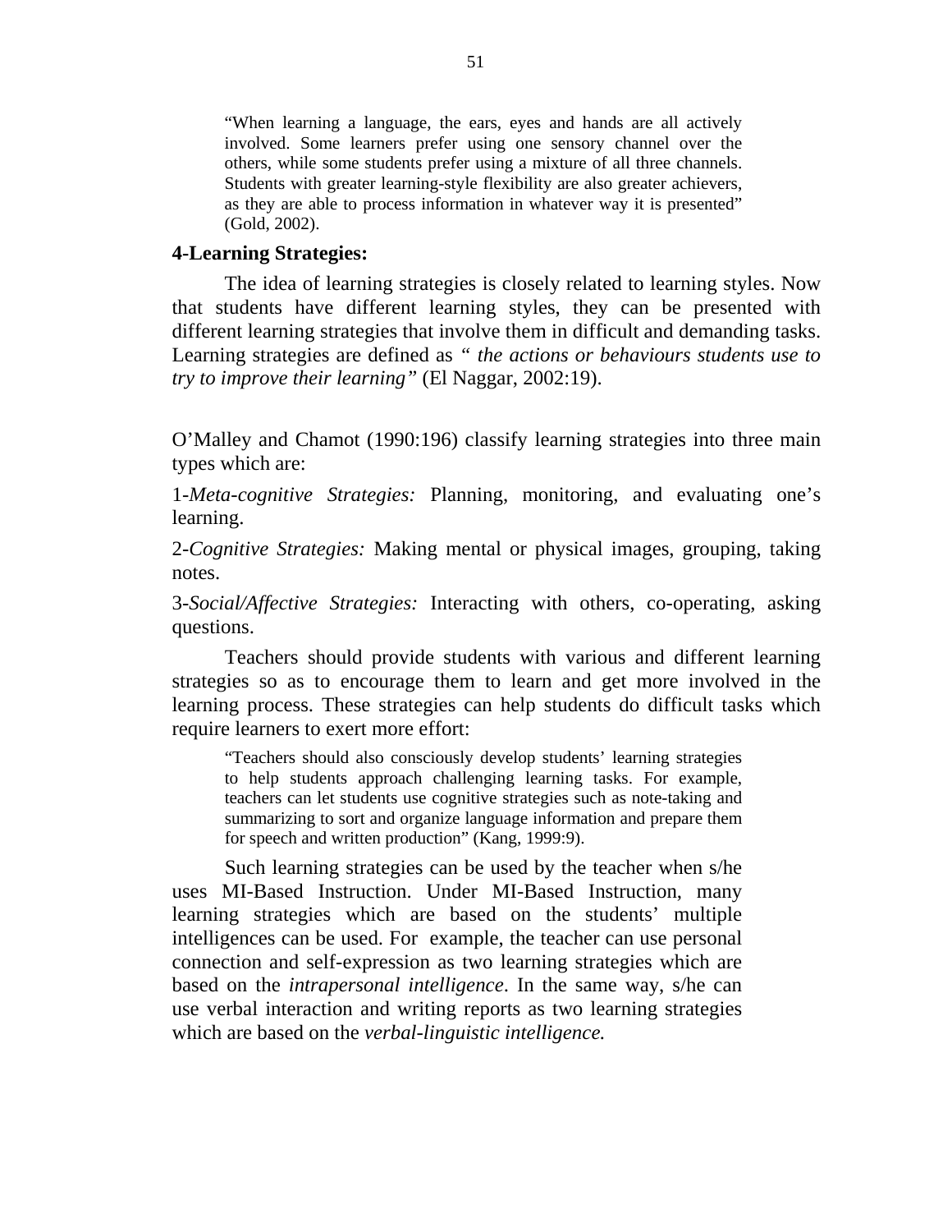> "When learning a language, the ears, eyes and hands are all actively involved. Some learners prefer using one sensory channel over the others, while some students prefer using a mixture of all three channels. Students with greater learning-style flexibility are also greater achievers, as they are able to process information in whatever way it is presented" (Gold, 2002).

**4-Learning Strategies:**

The idea of learning strategies is closely related to learning styles. Now that students have different learning styles, they can be presented with different learning strategies that involve them in difficult and demanding tasks. Learning strategies are defined as *" the actions or behaviours students use to try to improve their learning"* (El Naggar, 2002:19).

O'Malley and Chamot (1990:196) classify learning strategies into three main types which are:

1-*Meta-cognitive Strategies:* Planning, monitoring, and evaluating one's learning.

2-*Cognitive Strategies:* Making mental or physical images, grouping, taking notes.

3-*Social/Affective Strategies:* Interacting with others, co-operating, asking questions.

Teachers should provide students with various and different learning strategies so as to encourage them to learn and get more involved in the learning process. These strategies can help students do difficult tasks which require learners to exert more effort:

> "Teachers should also consciously develop students' learning strategies to help students approach challenging learning tasks. For example, teachers can let students use cognitive strategies such as note-taking and summarizing to sort and organize language information and prepare them for speech and written production" (Kang, 1999:9).

Such learning strategies can be used by the teacher when s/he uses MI-Based Instruction. Under MI-Based Instruction, many learning strategies which are based on the students' multiple intelligences can be used. For example, the teacher can use personal connection and self-expression as two learning strategies which are based on the *intrapersonal intelligence*. In the same way, s/he can use verbal interaction and writing reports as two learning strategies which are based on the *verbal-linguistic intelligence.*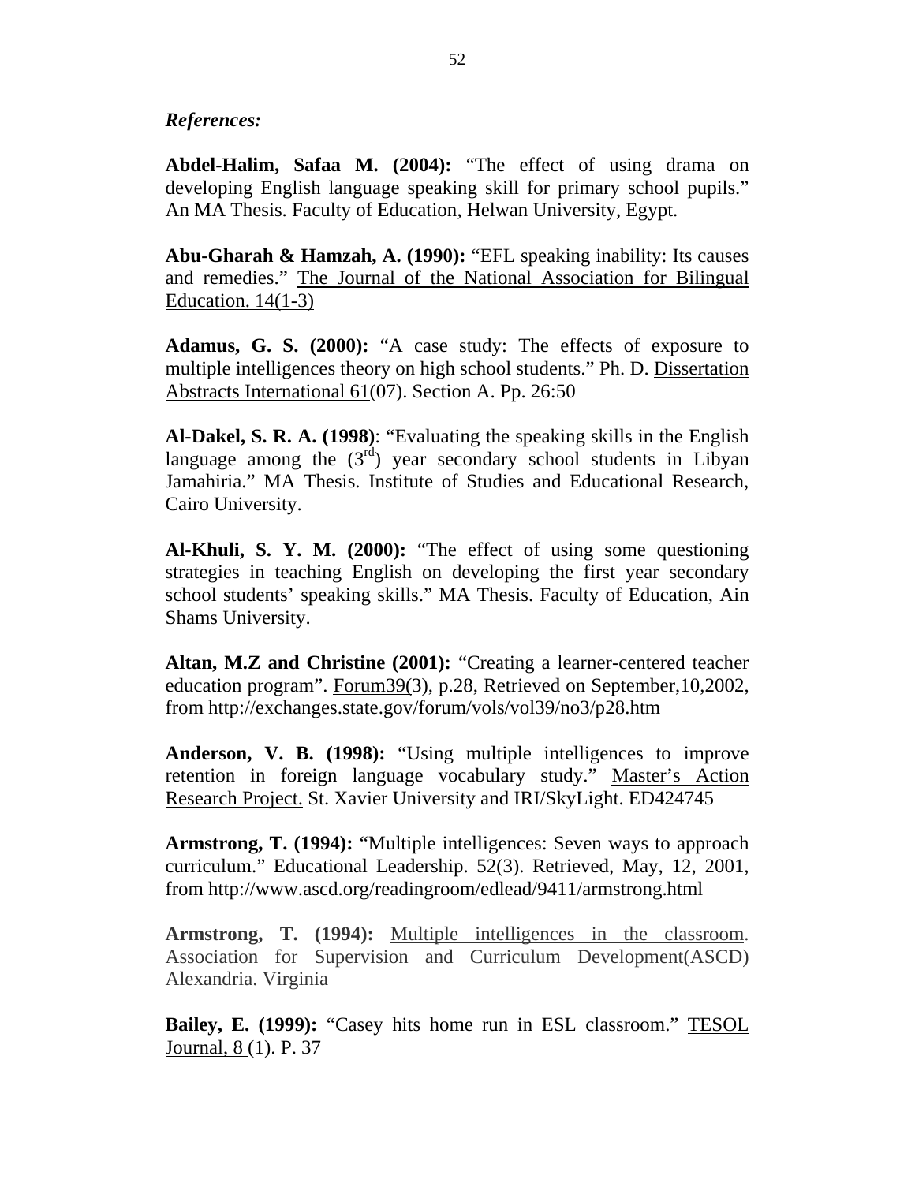***References:***

**Abdel-Halim, Safaa M. (2004):** "The effect of using drama on developing English language speaking skill for primary school pupils." An MA Thesis. Faculty of Education, Helwan University, Egypt.

**Abu-Gharah & Hamzah, A. (1990):** "EFL speaking inability: Its causes and remedies." The Journal of the National Association for Bilingual Education. 14(1-3)

**Adamus, G. S. (2000):** "A case study: The effects of exposure to multiple intelligences theory on high school students." Ph. D. Dissertation Abstracts International 61(07). Section A. Pp. 26:50

**Al-Dakel, S. R. A. (1998)**: "Evaluating the speaking skills in the English language among the (3rd) year secondary school students in Libyan Jamahiria." MA Thesis. Institute of Studies and Educational Research, Cairo University.

**Al-Khuli, S. Y. M. (2000):** "The effect of using some questioning strategies in teaching English on developing the first year secondary school students' speaking skills." MA Thesis. Faculty of Education, Ain Shams University.

**Altan, M.Z and Christine (2001):** "Creating a learner-centered teacher education program". Forum39(3), p.28, Retrieved on September,10,2002, from http://exchanges.state.gov/forum/vols/vol39/no3/p28.htm

**Anderson, V. B. (1998):** "Using multiple intelligences to improve retention in foreign language vocabulary study." Master's Action Research Project. St. Xavier University and IRI/SkyLight. ED424745

**Armstrong, T. (1994):** "Multiple intelligences: Seven ways to approach curriculum." Educational Leadership. 52(3). Retrieved, May, 12, 2001, from http://www.ascd.org/readingroom/edlead/9411/armstrong.html

**Armstrong, T. (1994):** Multiple intelligences in the classroom. Association for Supervision and Curriculum Development(ASCD) Alexandria. Virginia

**Bailey, E. (1999):** "Casey hits home run in ESL classroom." TESOL Journal, 8 (1). P. 37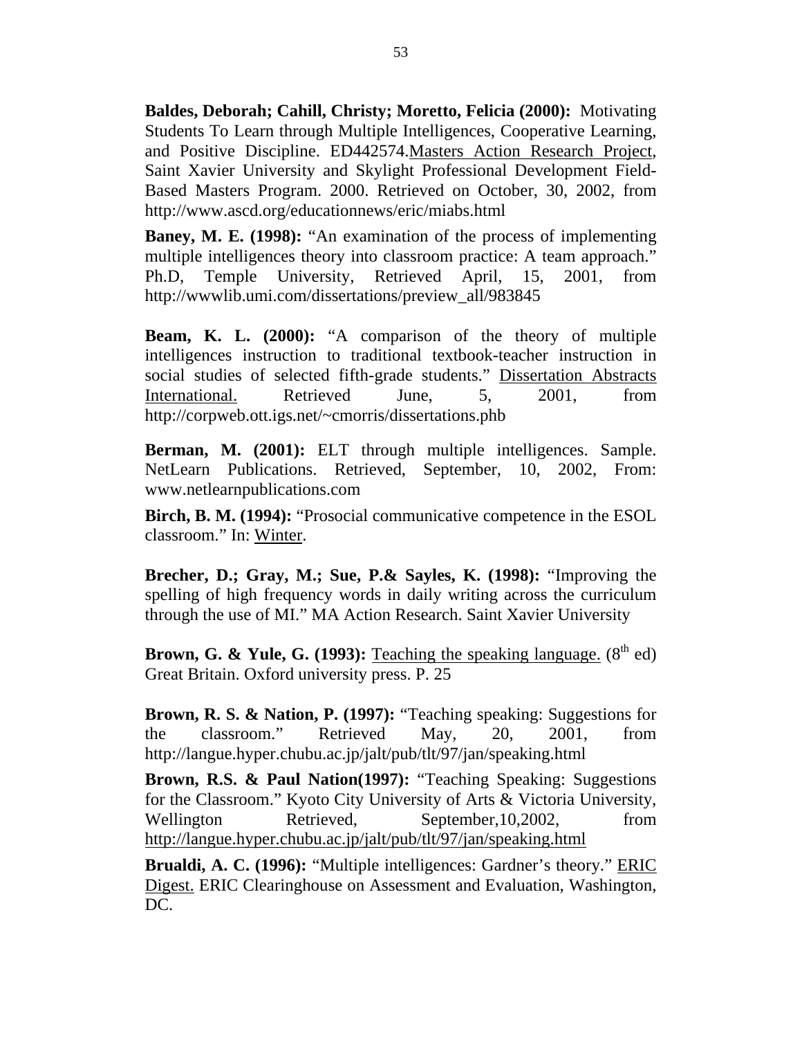**Baldes, Deborah; Cahill, Christy; Moretto, Felicia (2000):** Motivating Students To Learn through Multiple Intelligences, Cooperative Learning, and Positive Discipline. ED442574.Masters Action Research Project, Saint Xavier University and Skylight Professional Development Field-Based Masters Program. 2000. Retrieved on October, 30, 2002, from http://www.ascd.org/educationnews/eric/miabs.html

**Baney, M. E. (1998):** "An examination of the process of implementing multiple intelligences theory into classroom practice: A team approach." Ph.D, Temple University, Retrieved April, 15, 2001, from http://wwwlib.umi.com/dissertations/preview_all/983845

**Beam, K. L. (2000):** "A comparison of the theory of multiple intelligences instruction to traditional textbook-teacher instruction in social studies of selected fifth-grade students." Dissertation Abstracts International. Retrieved June, 5, 2001, from http://corpweb.ott.igs.net/~cmorris/dissertations.phb

**Berman, M. (2001):** ELT through multiple intelligences. Sample. NetLearn Publications. Retrieved, September, 10, 2002, From: www.netlearnpublications.com

**Birch, B. M. (1994):** "Prosocial communicative competence in the ESOL classroom." In: Winter.

**Brecher, D.; Gray, M.; Sue, P.& Sayles, K. (1998):** "Improving the spelling of high frequency words in daily writing across the curriculum through the use of MI." MA Action Research. Saint Xavier University

**Brown, G. & Yule, G. (1993):** Teaching the speaking language. (8th ed) Great Britain. Oxford university press. P. 25

**Brown, R. S. & Nation, P. (1997):** "Teaching speaking: Suggestions for the classroom." Retrieved May, 20, 2001, from http://langue.hyper.chubu.ac.jp/jalt/pub/tlt/97/jan/speaking.html

**Brown, R.S. & Paul Nation(1997):** "Teaching Speaking: Suggestions for the Classroom." Kyoto City University of Arts & Victoria University, Wellington Retrieved, September,10,2002, from http://langue.hyper.chubu.ac.jp/jalt/pub/tlt/97/jan/speaking.html

**Brualdi, A. C. (1996):** "Multiple intelligences: Gardner's theory." ERIC Digest. ERIC Clearinghouse on Assessment and Evaluation, Washington, DC.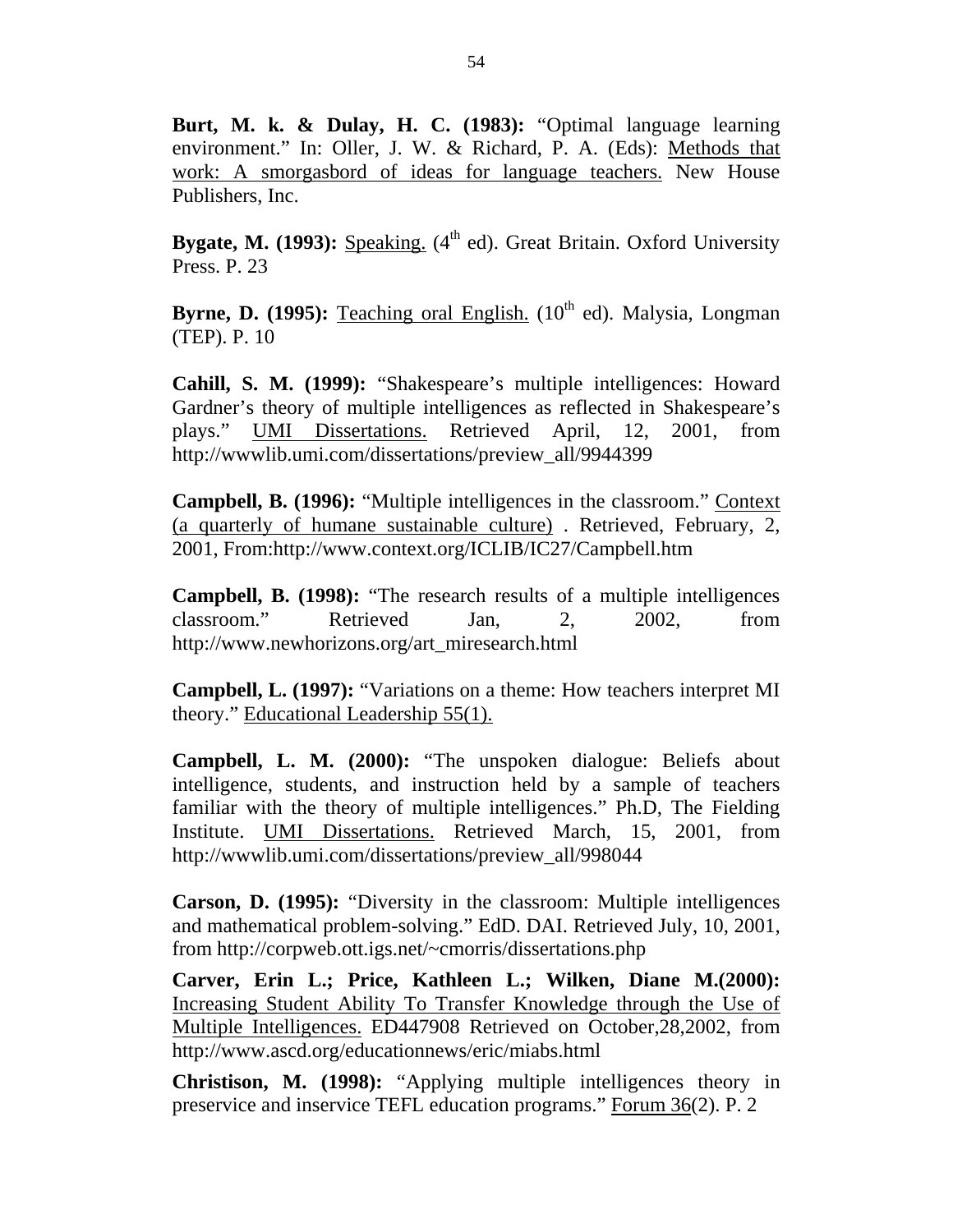**Burt, M. k. & Dulay, H. C. (1983):** "Optimal language learning environment." In: Oller, J. W. & Richard, P. A. (Eds): Methods that work: A smorgasbord of ideas for language teachers. New House Publishers, Inc.

**Bygate, M. (1993):** Speaking. (4th ed). Great Britain. Oxford University Press. P. 23

**Byrne, D. (1995):** Teaching oral English. (10th ed). Malysia, Longman (TEP). P. 10

**Cahill, S. M. (1999):** "Shakespeare's multiple intelligences: Howard Gardner's theory of multiple intelligences as reflected in Shakespeare's plays." UMI Dissertations. Retrieved April, 12, 2001, from http://wwwlib.umi.com/dissertations/preview_all/9944399

**Campbell, B. (1996):** "Multiple intelligences in the classroom." Context (a quarterly of humane sustainable culture) . Retrieved, February, 2, 2001, From:http://www.context.org/ICLIB/IC27/Campbell.htm

**Campbell, B. (1998):** "The research results of a multiple intelligences classroom." Retrieved Jan, 2, 2002, from http://www.newhorizons.org/art_miresearch.html

**Campbell, L. (1997):** "Variations on a theme: How teachers interpret MI theory." Educational Leadership 55(1).

**Campbell, L. M. (2000):** "The unspoken dialogue: Beliefs about intelligence, students, and instruction held by a sample of teachers familiar with the theory of multiple intelligences." Ph.D, The Fielding Institute. UMI Dissertations. Retrieved March, 15, 2001, from http://wwwlib.umi.com/dissertations/preview_all/998044

**Carson, D. (1995):** "Diversity in the classroom: Multiple intelligences and mathematical problem-solving." EdD. DAI. Retrieved July, 10, 2001, from http://corpweb.ott.igs.net/~cmorris/dissertations.php

**Carver, Erin L.; Price, Kathleen L.; Wilken, Diane M.(2000):** Increasing Student Ability To Transfer Knowledge through the Use of Multiple Intelligences. ED447908 Retrieved on October,28,2002, from http://www.ascd.org/educationnews/eric/miabs.html

**Christison, M. (1998):** "Applying multiple intelligences theory in preservice and inservice TEFL education programs." Forum 36(2). P. 2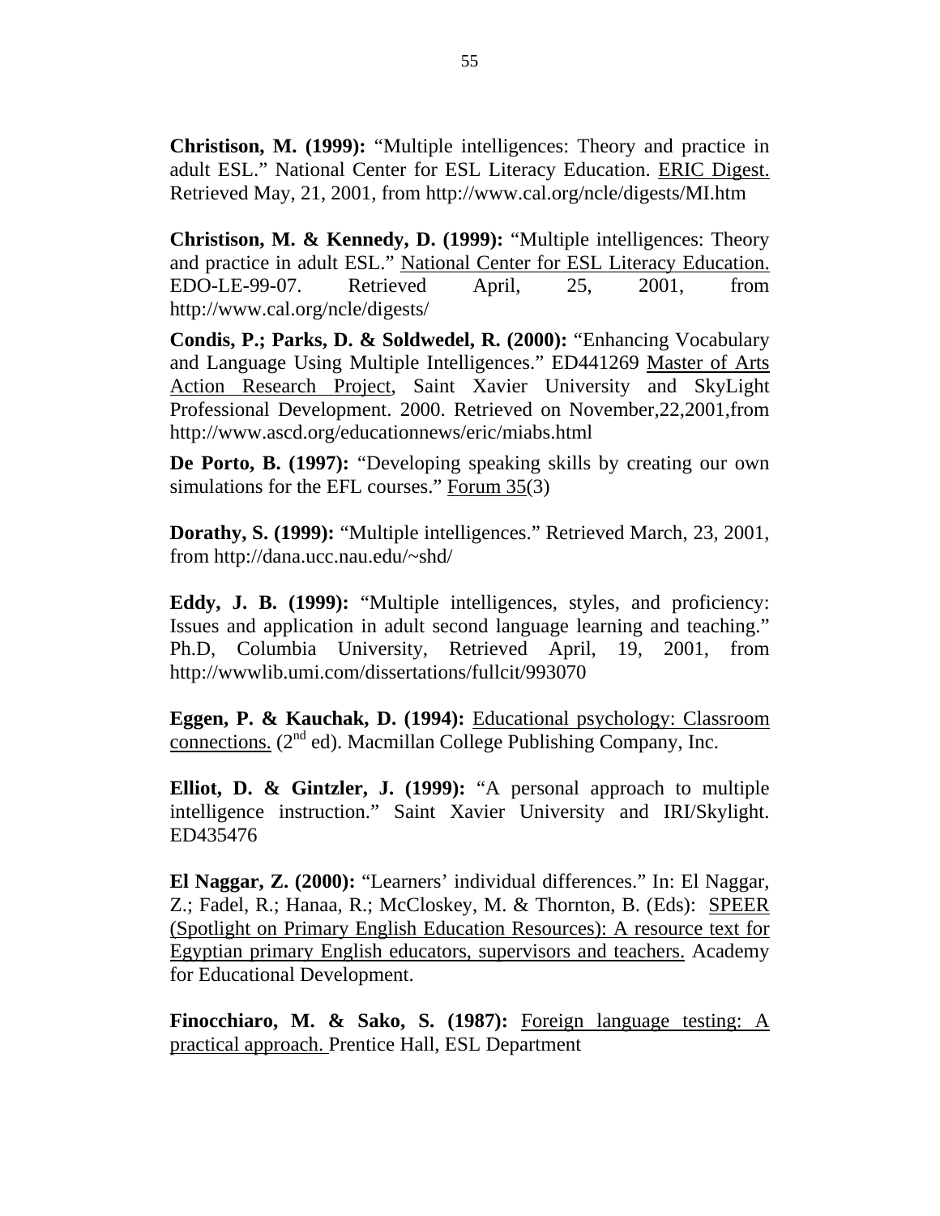**Christison, M. (1999):** "Multiple intelligences: Theory and practice in adult ESL." National Center for ESL Literacy Education. <u>ERIC Digest.</u> Retrieved May, 21, 2001, from http://www.cal.org/ncle/digests/MI.htm

**Christison, M. & Kennedy, D. (1999):** "Multiple intelligences: Theory and practice in adult ESL." <u>National Center for ESL Literacy Education.</u> EDO-LE-99-07. Retrieved April, 25, 2001, from http://www.cal.org/ncle/digests/

**Condis, P.; Parks, D. & Soldwedel, R. (2000):** "Enhancing Vocabulary and Language Using Multiple Intelligences." ED441269 <u>Master of Arts Action Research Project</u>, Saint Xavier University and SkyLight Professional Development. 2000. Retrieved on November,22,2001,from http://www.ascd.org/educationnews/eric/miabs.html

**De Porto, B. (1997):** "Developing speaking skills by creating our own simulations for the EFL courses." <u>Forum 35</u>(3)

**Dorathy, S. (1999):** "Multiple intelligences." Retrieved March, 23, 2001, from http://dana.ucc.nau.edu/~shd/

**Eddy, J. B. (1999):** "Multiple intelligences, styles, and proficiency: Issues and application in adult second language learning and teaching." Ph.D, Columbia University, Retrieved April, 19, 2001, from http://wwwlib.umi.com/dissertations/fullcit/993070

**Eggen, P. & Kauchak, D. (1994):** <u>Educational psychology: Classroom connections.</u> (2nd ed). Macmillan College Publishing Company, Inc.

**Elliot, D. & Gintzler, J. (1999):** "A personal approach to multiple intelligence instruction." Saint Xavier University and IRI/Skylight. ED435476

**El Naggar, Z. (2000):** "Learners' individual differences." In: El Naggar, Z.; Fadel, R.; Hanaa, R.; McCloskey, M. & Thornton, B. (Eds): <u>SPEER (Spotlight on Primary English Education Resources): A resource text for Egyptian primary English educators, supervisors and teachers.</u> Academy for Educational Development.

**Finocchiaro, M. & Sako, S. (1987):** <u>Foreign language testing: A practical approach.</u> Prentice Hall, ESL Department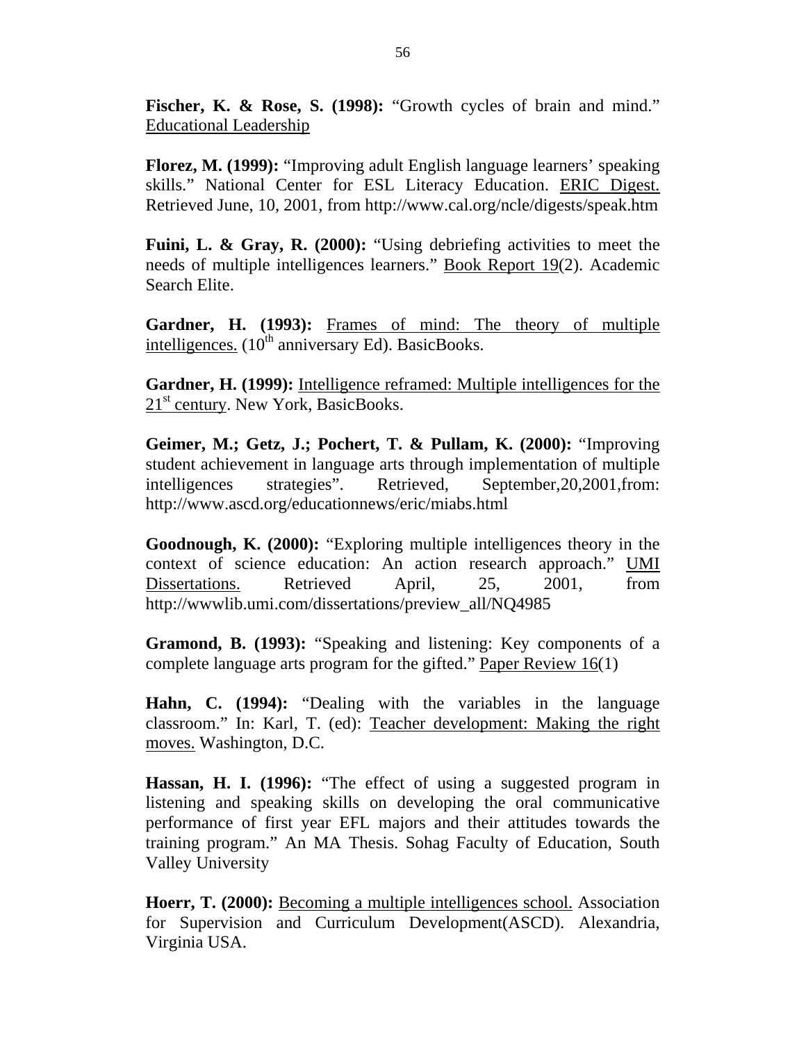**Fischer, K. & Rose, S. (1998):** “Growth cycles of brain and mind.” Educational Leadership

**Florez, M. (1999):** “Improving adult English language learners’ speaking skills.” National Center for ESL Literacy Education. ERIC Digest. Retrieved June, 10, 2001, from http://www.cal.org/ncle/digests/speak.htm

**Fuini, L. & Gray, R. (2000):** “Using debriefing activities to meet the needs of multiple intelligences learners.” Book Report 19(2). Academic Search Elite.

**Gardner, H. (1993):** Frames of mind: The theory of multiple intelligences. (10th anniversary Ed). BasicBooks.

**Gardner, H. (1999):** Intelligence reframed: Multiple intelligences for the 21st century. New York, BasicBooks.

**Geimer, M.; Getz, J.; Pochert, T. & Pullam, K. (2000):** “Improving student achievement in language arts through implementation of multiple intelligences strategies”. Retrieved, September,20,2001,from: http://www.ascd.org/educationnews/eric/miabs.html

**Goodnough, K. (2000):** “Exploring multiple intelligences theory in the context of science education: An action research approach.” UMI Dissertations. Retrieved April, 25, 2001, from http://wwwlib.umi.com/dissertations/preview_all/NQ4985

**Gramond, B. (1993):** “Speaking and listening: Key components of a complete language arts program for the gifted.” Paper Review 16(1)

**Hahn, C. (1994):** “Dealing with the variables in the language classroom.” In: Karl, T. (ed): Teacher development: Making the right moves. Washington, D.C.

**Hassan, H. I. (1996):** “The effect of using a suggested program in listening and speaking skills on developing the oral communicative performance of first year EFL majors and their attitudes towards the training program.” An MA Thesis. Sohag Faculty of Education, South Valley University

**Hoerr, T. (2000):** Becoming a multiple intelligences school. Association for Supervision and Curriculum Development(ASCD). Alexandria, Virginia USA.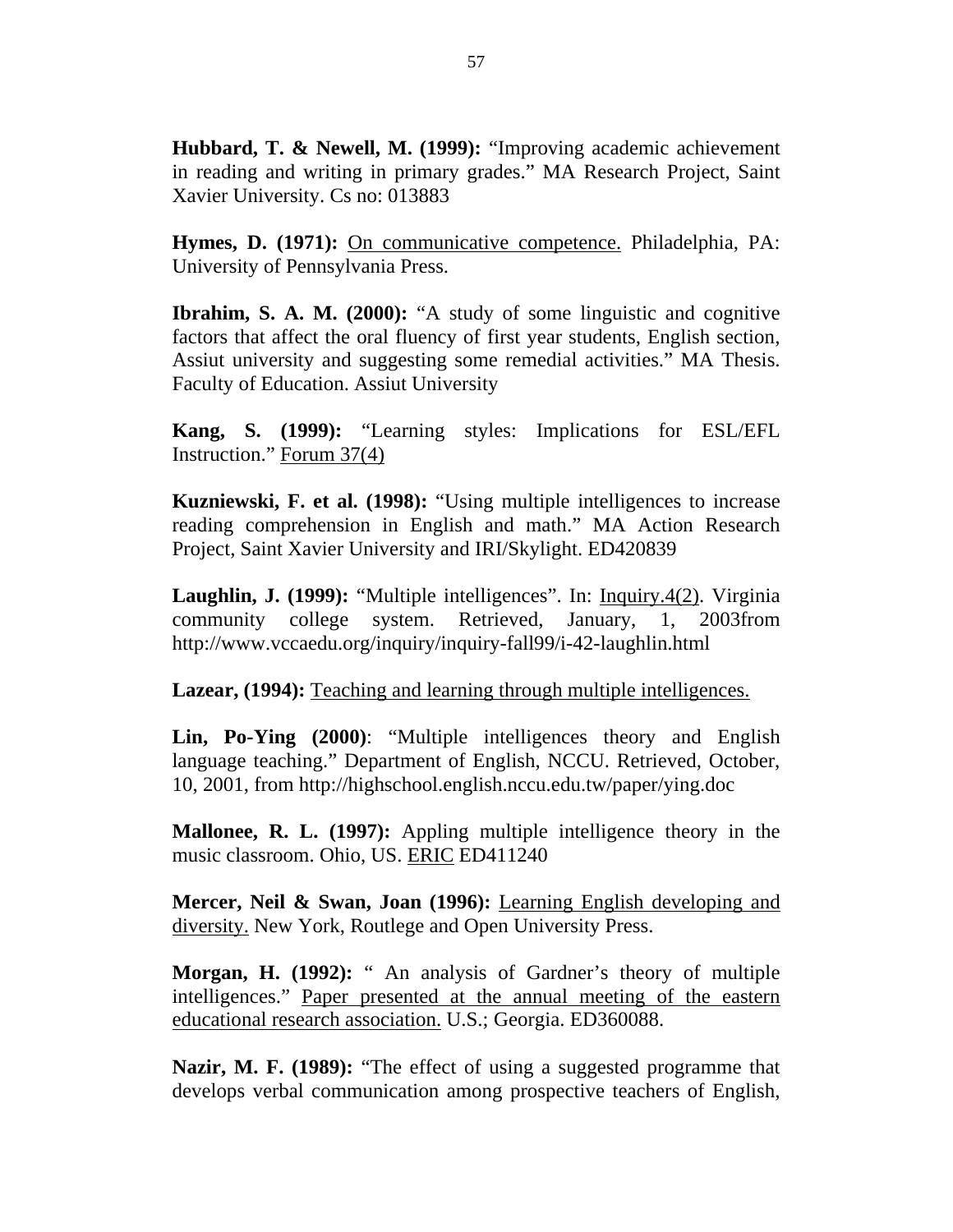**Hubbard, T. & Newell, M. (1999):** "Improving academic achievement in reading and writing in primary grades." MA Research Project, Saint Xavier University. Cs no: 013883

**Hymes, D. (1971):** <u>On communicative competence.</u> Philadelphia, PA: University of Pennsylvania Press.

**Ibrahim, S. A. M. (2000):** "A study of some linguistic and cognitive factors that affect the oral fluency of first year students, English section, Assiut university and suggesting some remedial activities." MA Thesis. Faculty of Education. Assiut University

**Kang, S. (1999):** "Learning styles: Implications for ESL/EFL Instruction." <u>Forum 37(4)</u>

**Kuzniewski, F. et al. (1998):** "Using multiple intelligences to increase reading comprehension in English and math." MA Action Research Project, Saint Xavier University and IRI/Skylight. ED420839

**Laughlin, J. (1999):** "Multiple intelligences". In: <u>Inquiry.4(2)</u>. Virginia community college system. Retrieved, January, 1, 2003from http://www.vccaedu.org/inquiry/inquiry-fall99/i-42-laughlin.html

**Lazear, (1994):** <u>Teaching and learning through multiple intelligences.</u>

**Lin, Po-Ying (2000)**: "Multiple intelligences theory and English language teaching." Department of English, NCCU. Retrieved, October, 10, 2001, from http://highschool.english.nccu.edu.tw/paper/ying.doc

**Mallonee, R. L. (1997):** Appling multiple intelligence theory in the music classroom. Ohio, US. <u>ERIC</u> ED411240

**Mercer, Neil & Swan, Joan (1996):** <u>Learning English developing and diversity.</u> New York, Routlege and Open University Press.

**Morgan, H. (1992):** " An analysis of Gardner's theory of multiple intelligences." <u>Paper presented at the annual meeting of the eastern educational research association.</u> U.S.; Georgia. ED360088.

**Nazir, M. F. (1989):** "The effect of using a suggested programme that develops verbal communication among prospective teachers of English,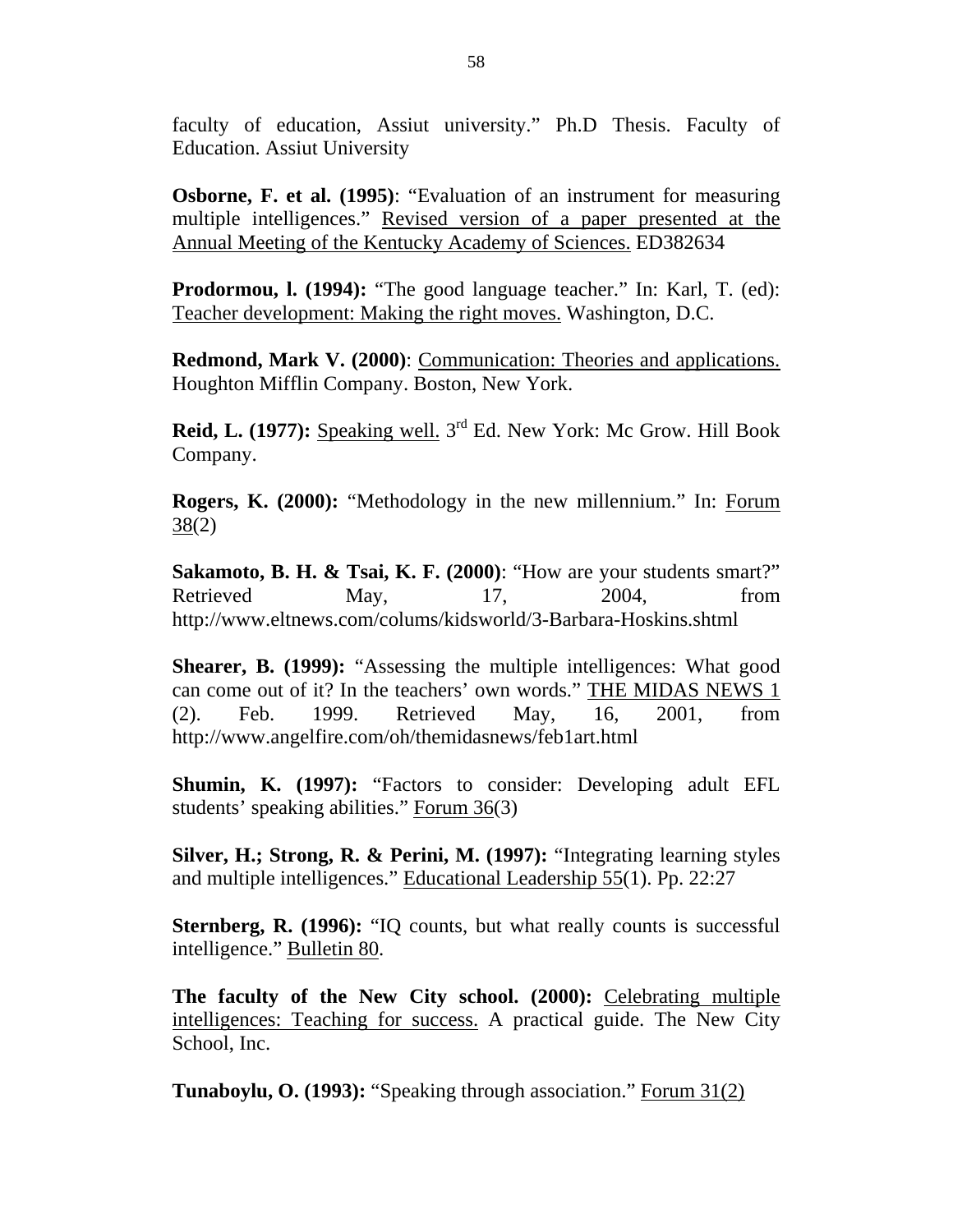faculty of education, Assiut university." Ph.D Thesis. Faculty of Education. Assiut University

**Osborne, F. et al. (1995)**: "Evaluation of an instrument for measuring multiple intelligences." Revised version of a paper presented at the Annual Meeting of the Kentucky Academy of Sciences. ED382634

**Prodormou, l. (1994):** "The good language teacher." In: Karl, T. (ed): Teacher development: Making the right moves. Washington, D.C.

**Redmond, Mark V. (2000)**: Communication: Theories and applications. Houghton Mifflin Company. Boston, New York.

**Reid, L. (1977):** Speaking well. 3rd Ed. New York: Mc Grow. Hill Book Company.

**Rogers, K. (2000):** "Methodology in the new millennium." In: Forum 38(2)

**Sakamoto, B. H. & Tsai, K. F. (2000)**: "How are your students smart?" Retrieved May, 17, 2004, from http://www.eltnews.com/colums/kidsworld/3-Barbara-Hoskins.shtml

**Shearer, B. (1999):** "Assessing the multiple intelligences: What good can come out of it? In the teachers' own words." THE MIDAS NEWS 1 (2). Feb. 1999. Retrieved May, 16, 2001, from http://www.angelfire.com/oh/themidasnews/feb1art.html

**Shumin, K. (1997):** "Factors to consider: Developing adult EFL students' speaking abilities." Forum 36(3)

**Silver, H.; Strong, R. & Perini, M. (1997):** "Integrating learning styles and multiple intelligences." Educational Leadership 55(1). Pp. 22:27

**Sternberg, R. (1996):** "IQ counts, but what really counts is successful intelligence." Bulletin 80.

**The faculty of the New City school. (2000):** Celebrating multiple intelligences: Teaching for success. A practical guide. The New City School, Inc.

**Tunaboylu, O. (1993):** "Speaking through association." Forum 31(2)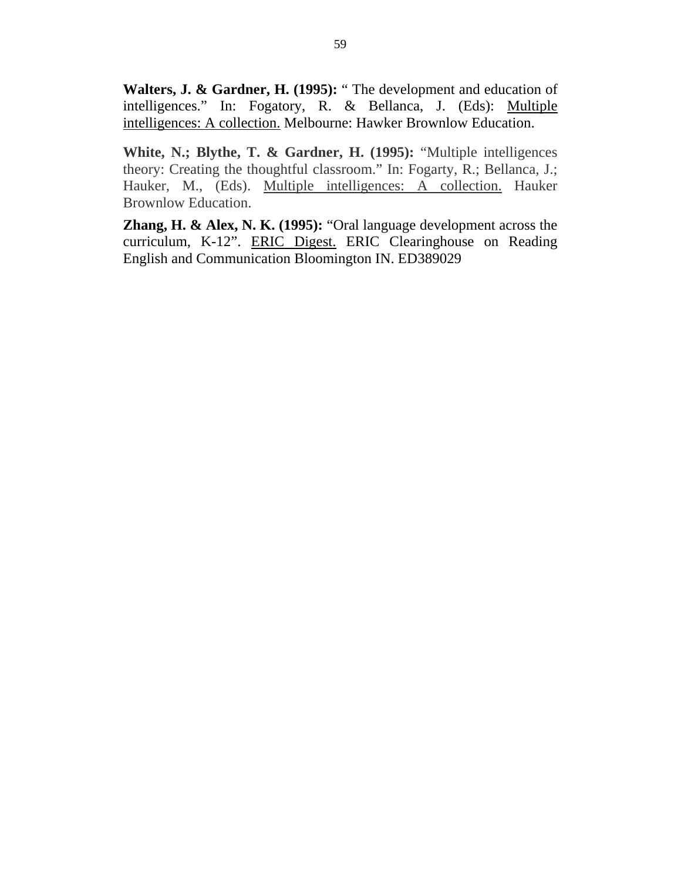**Walters, J. & Gardner, H. (1995):** " The development and education of intelligences." In: Fogatory, R. & Bellanca, J. (Eds): Multiple intelligences: A collection. Melbourne: Hawker Brownlow Education.

**White, N.; Blythe, T. & Gardner, H. (1995):** "Multiple intelligences theory: Creating the thoughtful classroom." In: Fogarty, R.; Bellanca, J.; Hauker, M., (Eds). Multiple intelligences: A collection. Hauker Brownlow Education.

**Zhang, H. & Alex, N. K. (1995):** "Oral language development across the curriculum, K-12". ERIC Digest. ERIC Clearinghouse on Reading English and Communication Bloomington IN. ED389029